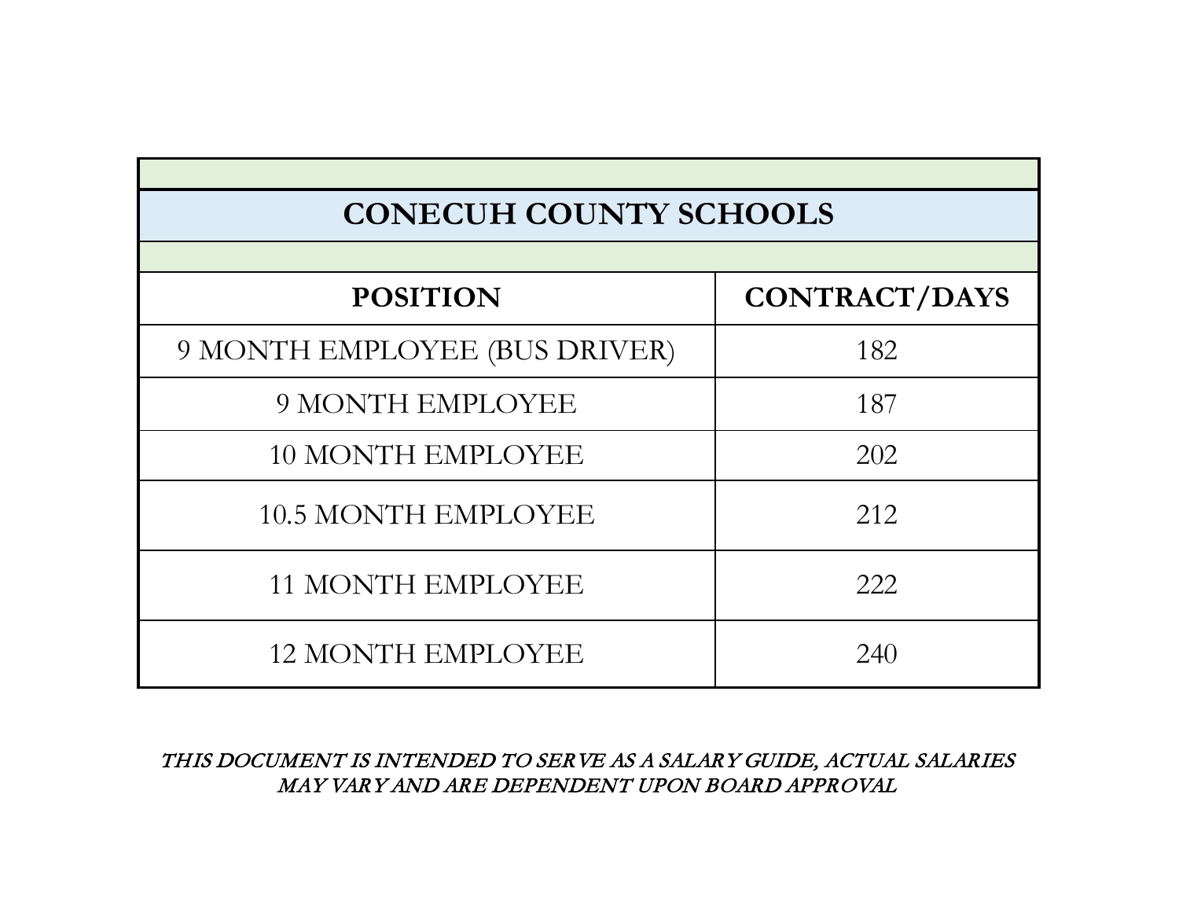| CONECUH COUNTY SCHOOLS | |
|---|---|
| **POSITION** | **CONTRACT/DAYS** |
| 9 MONTH EMPLOYEE (BUS DRIVER) | 182 |
| 9 MONTH EMPLOYEE | 187 |
| 10 MONTH EMPLOYEE | 202 |
| 10.5 MONTH EMPLOYEE | 212 |
| 11 MONTH EMPLOYEE | 222 |
| 12 MONTH EMPLOYEE | 240 |

***THIS DOCUMENT IS INTENDED TO SERVE AS A SALARY GUIDE, ACTUAL SALARIES MAY VARY AND ARE DEPENDENT UPON BOARD APPROVAL***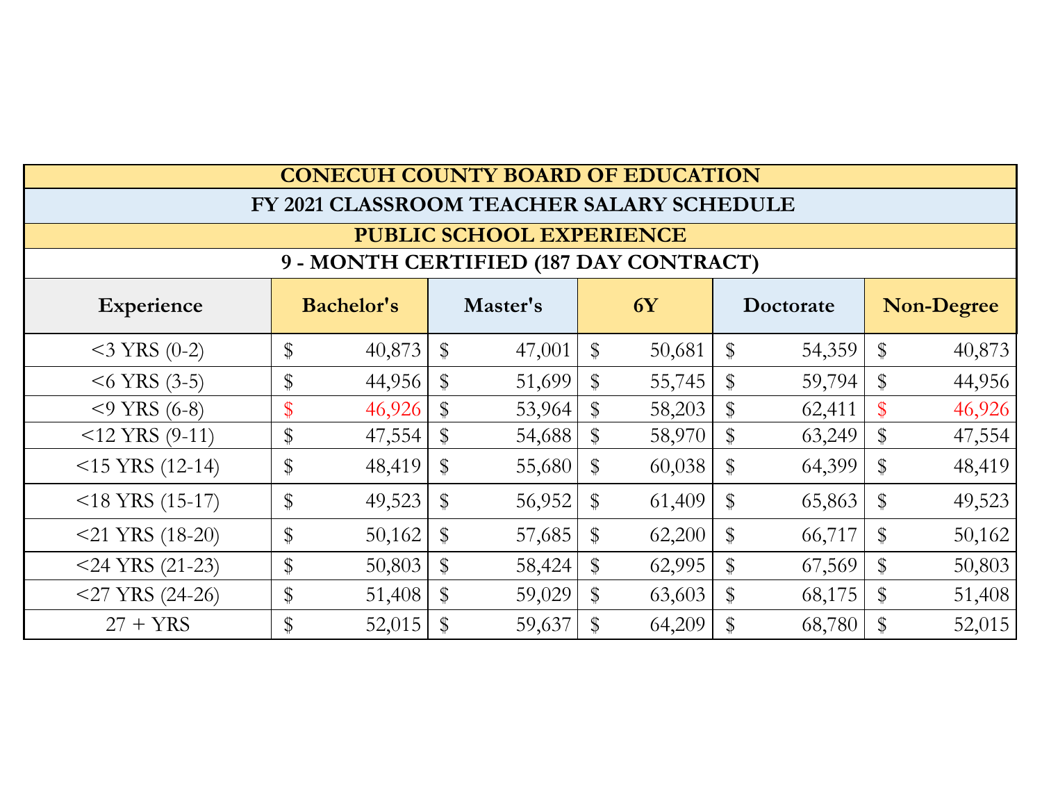| CONECUH COUNTY BOARD OF EDUCATION | | | | | |
|---|---|---|---|---|---|
| FY 2021 CLASSROOM TEACHER SALARY SCHEDULE | | | | | |
| PUBLIC SCHOOL EXPERIENCE | | | | | |
| 9 - MONTH CERTIFIED (187 DAY CONTRACT) | | | | | |
| **Experience** | **Bachelor's** | **Master's** | **6Y** | **Doctorate** | **Non-Degree** |
| <3 YRS (0-2) | $ 40,873 | $ 47,001 | $ 50,681 | $ 54,359 | $ 40,873 |
| <6 YRS (3-5) | $ 44,956 | $ 51,699 | $ 55,745 | $ 59,794 | $ 44,956 |
| <9 YRS (6-8) | $ 46,926 | $ 53,964 | $ 58,203 | $ 62,411 | $ 46,926 |
| <12 YRS (9-11) | $ 47,554 | $ 54,688 | $ 58,970 | $ 63,249 | $ 47,554 |
| <15 YRS (12-14) | $ 48,419 | $ 55,680 | $ 60,038 | $ 64,399 | $ 48,419 |
| <18 YRS (15-17) | $ 49,523 | $ 56,952 | $ 61,409 | $ 65,863 | $ 49,523 |
| <21 YRS (18-20) | $ 50,162 | $ 57,685 | $ 62,200 | $ 66,717 | $ 50,162 |
| <24 YRS (21-23) | $ 50,803 | $ 58,424 | $ 62,995 | $ 67,569 | $ 50,803 |
| <27 YRS (24-26) | $ 51,408 | $ 59,029 | $ 63,603 | $ 68,175 | $ 51,408 |
| 27 + YRS | $ 52,015 | $ 59,637 | $ 64,209 | $ 68,780 | $ 52,015 |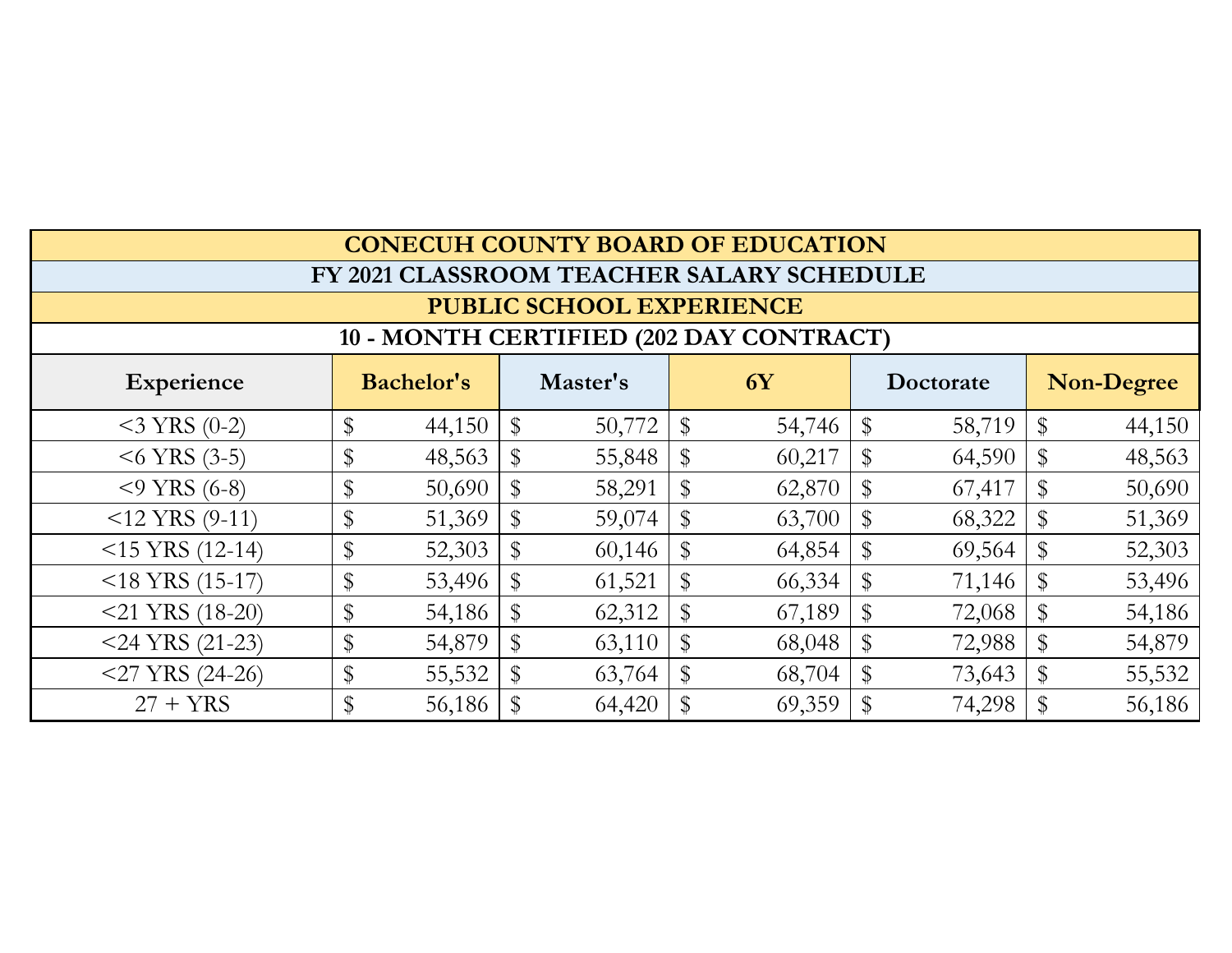| CONECUH COUNTY BOARD OF EDUCATION | | | | | |
|---|---|---|---|---|---|
| FY 2021 CLASSROOM TEACHER SALARY SCHEDULE | | | | | |
| PUBLIC SCHOOL EXPERIENCE | | | | | |
| 10 - MONTH CERTIFIED (202 DAY CONTRACT) | | | | | |
| **Experience** | **Bachelor's** | **Master's** | **6Y** | **Doctorate** | **Non-Degree** |
| <3 YRS (0-2) | $ 44,150 | $ 50,772 | $ 54,746 | $ 58,719 | $ 44,150 |
| <6 YRS (3-5) | $ 48,563 | $ 55,848 | $ 60,217 | $ 64,590 | $ 48,563 |
| <9 YRS (6-8) | $ 50,690 | $ 58,291 | $ 62,870 | $ 67,417 | $ 50,690 |
| <12 YRS (9-11) | $ 51,369 | $ 59,074 | $ 63,700 | $ 68,322 | $ 51,369 |
| <15 YRS (12-14) | $ 52,303 | $ 60,146 | $ 64,854 | $ 69,564 | $ 52,303 |
| <18 YRS (15-17) | $ 53,496 | $ 61,521 | $ 66,334 | $ 71,146 | $ 53,496 |
| <21 YRS (18-20) | $ 54,186 | $ 62,312 | $ 67,189 | $ 72,068 | $ 54,186 |
| <24 YRS (21-23) | $ 54,879 | $ 63,110 | $ 68,048 | $ 72,988 | $ 54,879 |
| <27 YRS (24-26) | $ 55,532 | $ 63,764 | $ 68,704 | $ 73,643 | $ 55,532 |
| 27 + YRS | $ 56,186 | $ 64,420 | $ 69,359 | $ 74,298 | $ 56,186 |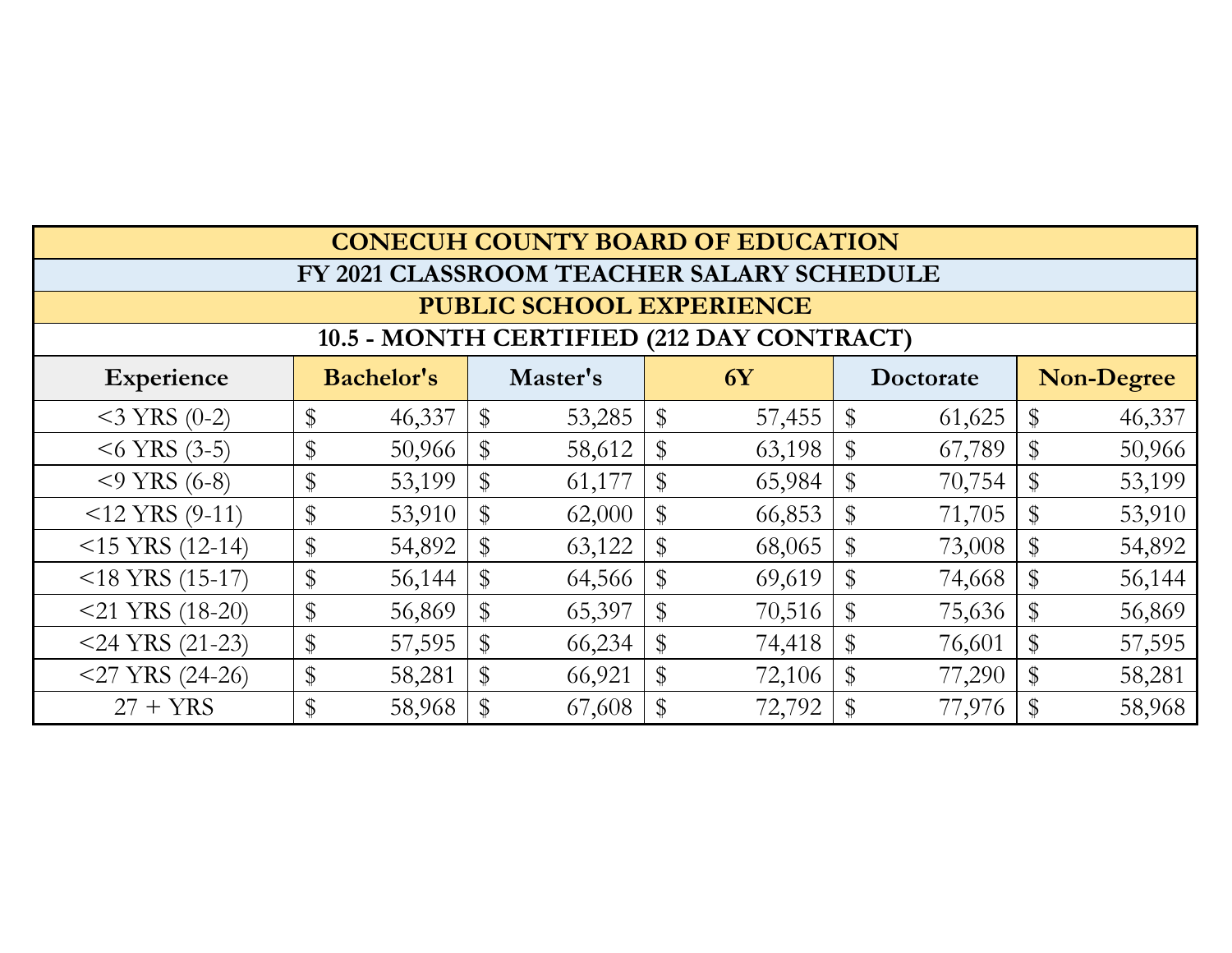| CONECUH COUNTY BOARD OF EDUCATION | | | | | |
|---|---|---|---|---|---|
| FY 2021 CLASSROOM TEACHER SALARY SCHEDULE | | | | | |
| PUBLIC SCHOOL EXPERIENCE | | | | | |
| 10.5 - MONTH CERTIFIED (212 DAY CONTRACT) | | | | | |
| **Experience** | **Bachelor's** | **Master's** | **6Y** | **Doctorate** | **Non-Degree** |
| <3 YRS (0-2) | $ 46,337 | $ 53,285 | $ 57,455 | $ 61,625 | $ 46,337 |
| <6 YRS (3-5) | $ 50,966 | $ 58,612 | $ 63,198 | $ 67,789 | $ 50,966 |
| <9 YRS (6-8) | $ 53,199 | $ 61,177 | $ 65,984 | $ 70,754 | $ 53,199 |
| <12 YRS (9-11) | $ 53,910 | $ 62,000 | $ 66,853 | $ 71,705 | $ 53,910 |
| <15 YRS (12-14) | $ 54,892 | $ 63,122 | $ 68,065 | $ 73,008 | $ 54,892 |
| <18 YRS (15-17) | $ 56,144 | $ 64,566 | $ 69,619 | $ 74,668 | $ 56,144 |
| <21 YRS (18-20) | $ 56,869 | $ 65,397 | $ 70,516 | $ 75,636 | $ 56,869 |
| <24 YRS (21-23) | $ 57,595 | $ 66,234 | $ 74,418 | $ 76,601 | $ 57,595 |
| <27 YRS (24-26) | $ 58,281 | $ 66,921 | $ 72,106 | $ 77,290 | $ 58,281 |
| 27 + YRS | $ 58,968 | $ 67,608 | $ 72,792 | $ 77,976 | $ 58,968 |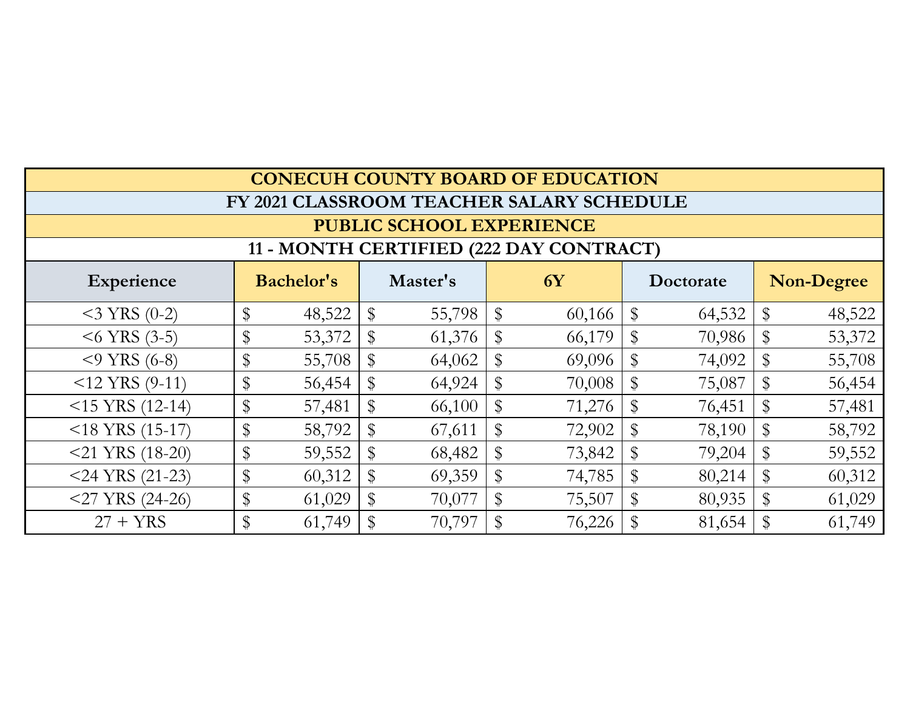## CONECUH COUNTY BOARD OF EDUCATION

## FY 2021 CLASSROOM TEACHER SALARY SCHEDULE

## PUBLIC SCHOOL EXPERIENCE

## 11 - MONTH CERTIFIED (222 DAY CONTRACT)

| Experience | Bachelor's | Master's | 6Y | Doctorate | Non-Degree |
|---|---|---|---|---|---|
| <3 YRS (0-2) | $ 48,522 | $ 55,798 | $ 60,166 | $ 64,532 | $ 48,522 |
| <6 YRS (3-5) | $ 53,372 | $ 61,376 | $ 66,179 | $ 70,986 | $ 53,372 |
| <9 YRS (6-8) | $ 55,708 | $ 64,062 | $ 69,096 | $ 74,092 | $ 55,708 |
| <12 YRS (9-11) | $ 56,454 | $ 64,924 | $ 70,008 | $ 75,087 | $ 56,454 |
| <15 YRS (12-14) | $ 57,481 | $ 66,100 | $ 71,276 | $ 76,451 | $ 57,481 |
| <18 YRS (15-17) | $ 58,792 | $ 67,611 | $ 72,902 | $ 78,190 | $ 58,792 |
| <21 YRS (18-20) | $ 59,552 | $ 68,482 | $ 73,842 | $ 79,204 | $ 59,552 |
| <24 YRS (21-23) | $ 60,312 | $ 69,359 | $ 74,785 | $ 80,214 | $ 60,312 |
| <27 YRS (24-26) | $ 61,029 | $ 70,077 | $ 75,507 | $ 80,935 | $ 61,029 |
| 27 + YRS | $ 61,749 | $ 70,797 | $ 76,226 | $ 81,654 | $ 61,749 |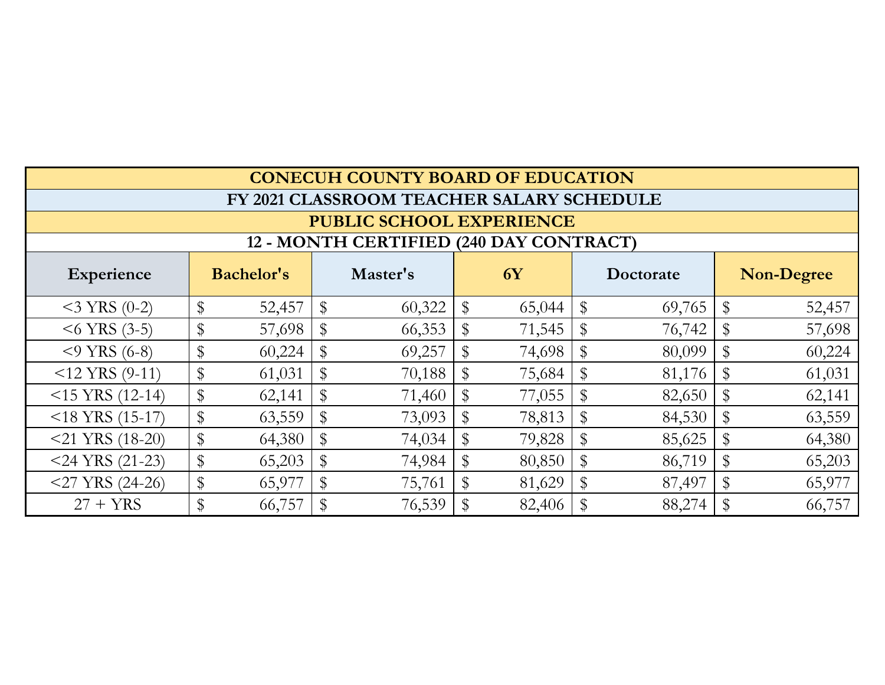| CONECUH COUNTY BOARD OF EDUCATION | | | | | |
|---|---|---|---|---|---|
| FY 2021 CLASSROOM TEACHER SALARY SCHEDULE | | | | | |
| PUBLIC SCHOOL EXPERIENCE | | | | | |
| 12 - MONTH CERTIFIED (240 DAY CONTRACT) | | | | | |
| **Experience** | **Bachelor's** | **Master's** | **6Y** | **Doctorate** | **Non-Degree** |
| <3 YRS (0-2) | $ 52,457 | $ 60,322 | $ 65,044 | $ 69,765 | $ 52,457 |
| <6 YRS (3-5) | $ 57,698 | $ 66,353 | $ 71,545 | $ 76,742 | $ 57,698 |
| <9 YRS (6-8) | $ 60,224 | $ 69,257 | $ 74,698 | $ 80,099 | $ 60,224 |
| <12 YRS (9-11) | $ 61,031 | $ 70,188 | $ 75,684 | $ 81,176 | $ 61,031 |
| <15 YRS (12-14) | $ 62,141 | $ 71,460 | $ 77,055 | $ 82,650 | $ 62,141 |
| <18 YRS (15-17) | $ 63,559 | $ 73,093 | $ 78,813 | $ 84,530 | $ 63,559 |
| <21 YRS (18-20) | $ 64,380 | $ 74,034 | $ 79,828 | $ 85,625 | $ 64,380 |
| <24 YRS (21-23) | $ 65,203 | $ 74,984 | $ 80,850 | $ 86,719 | $ 65,203 |
| <27 YRS (24-26) | $ 65,977 | $ 75,761 | $ 81,629 | $ 87,497 | $ 65,977 |
| 27 + YRS | $ 66,757 | $ 76,539 | $ 82,406 | $ 88,274 | $ 66,757 |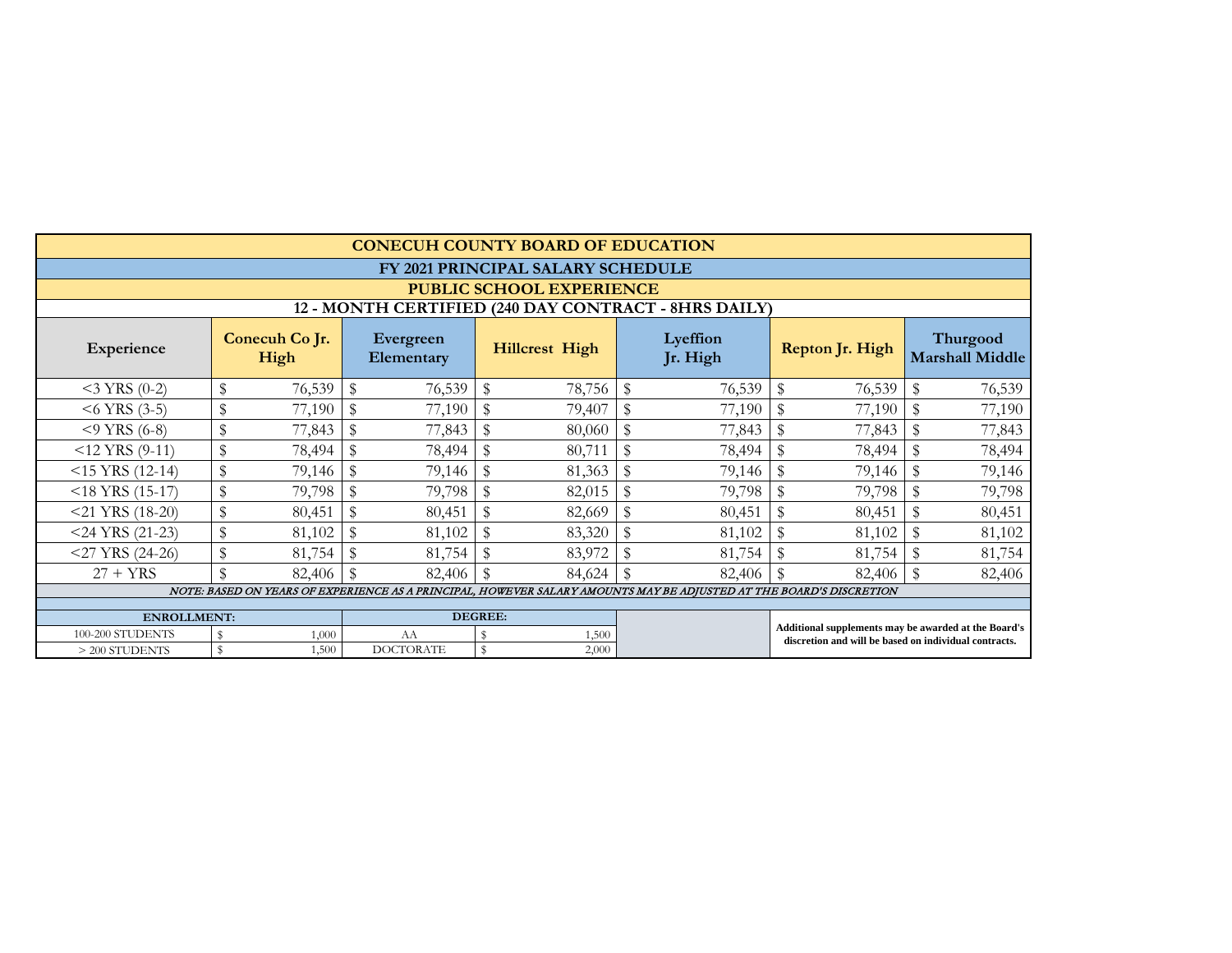## CONECUH COUNTY BOARD OF EDUCATION

## FY 2021 PRINCIPAL SALARY SCHEDULE

### PUBLIC SCHOOL EXPERIENCE

### 12 - MONTH CERTIFIED (240 DAY CONTRACT - 8HRS DAILY)

| Experience | Conecuh Co Jr. High | Evergreen Elementary | Hillcrest High | Lyeffion Jr. High | Repton Jr. High | Thurgood Marshall Middle |
|---|---|---|---|---|---|---|
| <3 YRS (0-2) | $ 76,539 | $ 76,539 | $ 78,756 | $ 76,539 | $ 76,539 | $ 76,539 |
| <6 YRS (3-5) | $ 77,190 | $ 77,190 | $ 79,407 | $ 77,190 | $ 77,190 | $ 77,190 |
| <9 YRS (6-8) | $ 77,843 | $ 77,843 | $ 80,060 | $ 77,843 | $ 77,843 | $ 77,843 |
| <12 YRS (9-11) | $ 78,494 | $ 78,494 | $ 80,711 | $ 78,494 | $ 78,494 | $ 78,494 |
| <15 YRS (12-14) | $ 79,146 | $ 79,146 | $ 81,363 | $ 79,146 | $ 79,146 | $ 79,146 |
| <18 YRS (15-17) | $ 79,798 | $ 79,798 | $ 82,015 | $ 79,798 | $ 79,798 | $ 79,798 |
| <21 YRS (18-20) | $ 80,451 | $ 80,451 | $ 82,669 | $ 80,451 | $ 80,451 | $ 80,451 |
| <24 YRS (21-23) | $ 81,102 | $ 81,102 | $ 83,320 | $ 81,102 | $ 81,102 | $ 81,102 |
| <27 YRS (24-26) | $ 81,754 | $ 81,754 | $ 83,972 | $ 81,754 | $ 81,754 | $ 81,754 |
| 27 + YRS | $ 82,406 | $ 82,406 | $ 84,624 | $ 82,406 | $ 82,406 | $ 82,406 |

*NOTE: BASED ON YEARS OF EXPERIENCE AS A PRINCIPAL, HOWEVER SALARY AMOUNTS MAY BE ADJUSTED AT THE BOARD'S DISCRETION*

| ENROLLMENT: | | DEGREE: | |
|---|---|---|---|
| 100-200 STUDENTS | $ 1,000 | AA | $ 1,500 |
| > 200 STUDENTS | $ 1,500 | DOCTORATE | $ 2,000 |

**Additional supplements may be awarded at the Board's discretion and will be based on individual contracts.**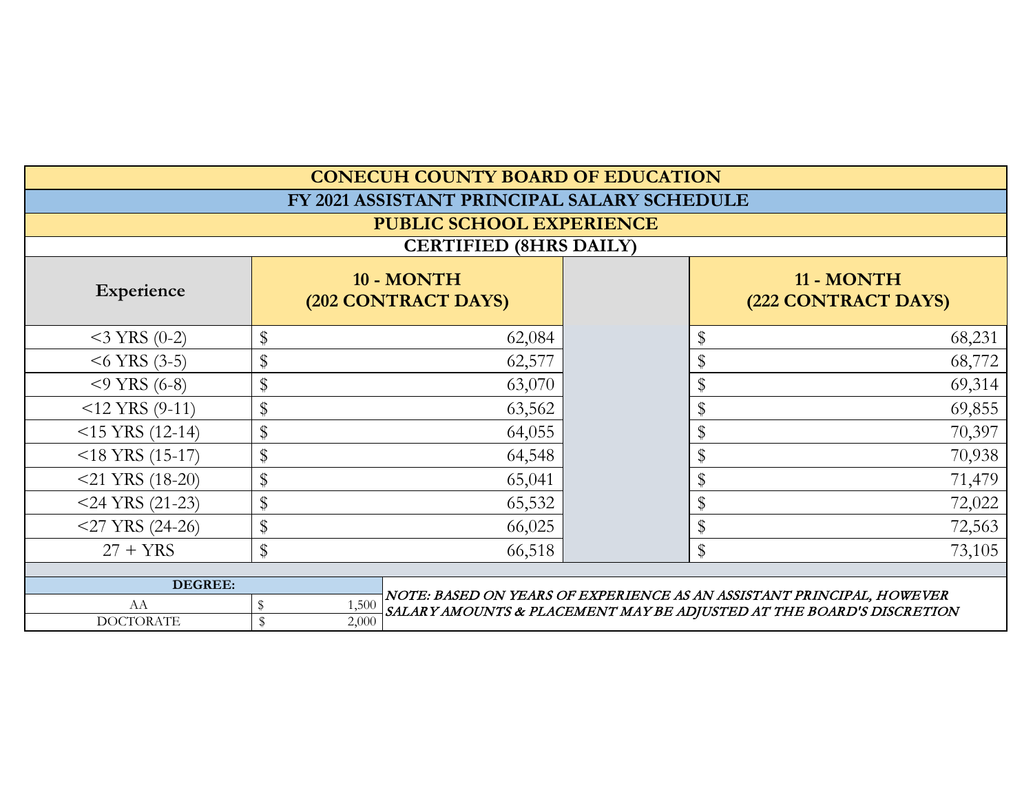## CONECUH COUNTY BOARD OF EDUCATION

## FY 2021 ASSISTANT PRINCIPAL SALARY SCHEDULE

### PUBLIC SCHOOL EXPERIENCE

### CERTIFIED (8HRS DAILY)

| Experience | 10 - MONTH (202 CONTRACT DAYS) | | 11 - MONTH (222 CONTRACT DAYS) |
|---|---|---|---|
| <3 YRS (0-2) | $ 62,084 | | $ 68,231 |
| <6 YRS (3-5) | $ 62,577 | | $ 68,772 |
| <9 YRS (6-8) | $ 63,070 | | $ 69,314 |
| <12 YRS (9-11) | $ 63,562 | | $ 69,855 |
| <15 YRS (12-14) | $ 64,055 | | $ 70,397 |
| <18 YRS (15-17) | $ 64,548 | | $ 70,938 |
| <21 YRS (18-20) | $ 65,041 | | $ 71,479 |
| <24 YRS (21-23) | $ 65,532 | | $ 72,022 |
| <27 YRS (24-26) | $ 66,025 | | $ 72,563 |
| 27 + YRS | $ 66,518 | | $ 73,105 |

| DEGREE: | |
|---|---|
| AA | $ 1,500 |
| DOCTORATE | $ 2,000 |

***NOTE: BASED ON YEARS OF EXPERIENCE AS AN ASSISTANT PRINCIPAL, HOWEVER SALARY AMOUNTS & PLACEMENT MAY BE ADJUSTED AT THE BOARD'S DISCRETION***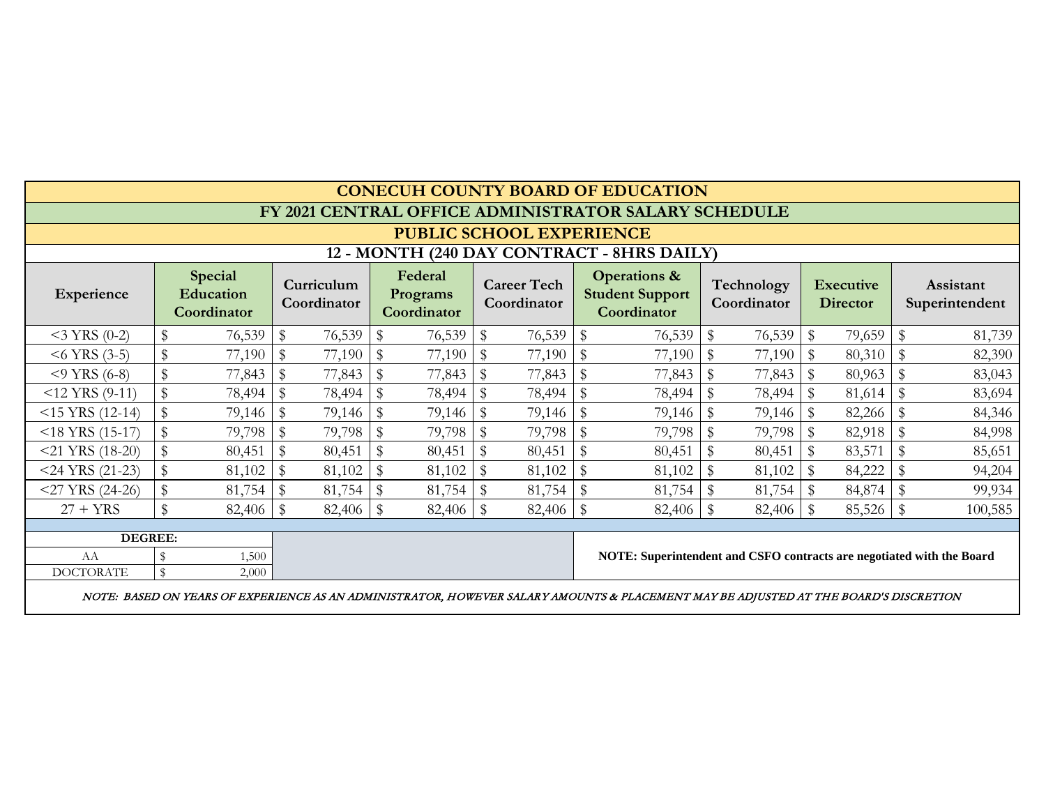# CONECUH COUNTY BOARD OF EDUCATION

## FY 2021 CENTRAL OFFICE ADMINISTRATOR SALARY SCHEDULE

### PUBLIC SCHOOL EXPERIENCE

### 12 - MONTH (240 DAY CONTRACT - 8HRS DAILY)

| Experience | Special Education Coordinator | Curriculum Coordinator | Federal Programs Coordinator | Career Tech Coordinator | Operations & Student Support Coordinator | Technology Coordinator | Executive Director | Assistant Superintendent |
|---|---|---|---|---|---|---|---|---|
| <3 YRS (0-2) | $ 76,539 | $ 76,539 | $ 76,539 | $ 76,539 | $ 76,539 | $ 76,539 | $ 79,659 | $ 81,739 |
| <6 YRS (3-5) | $ 77,190 | $ 77,190 | $ 77,190 | $ 77,190 | $ 77,190 | $ 77,190 | $ 80,310 | $ 82,390 |
| <9 YRS (6-8) | $ 77,843 | $ 77,843 | $ 77,843 | $ 77,843 | $ 77,843 | $ 77,843 | $ 80,963 | $ 83,043 |
| <12 YRS (9-11) | $ 78,494 | $ 78,494 | $ 78,494 | $ 78,494 | $ 78,494 | $ 78,494 | $ 81,614 | $ 83,694 |
| <15 YRS (12-14) | $ 79,146 | $ 79,146 | $ 79,146 | $ 79,146 | $ 79,146 | $ 79,146 | $ 82,266 | $ 84,346 |
| <18 YRS (15-17) | $ 79,798 | $ 79,798 | $ 79,798 | $ 79,798 | $ 79,798 | $ 79,798 | $ 82,918 | $ 84,998 |
| <21 YRS (18-20) | $ 80,451 | $ 80,451 | $ 80,451 | $ 80,451 | $ 80,451 | $ 80,451 | $ 83,571 | $ 85,651 |
| <24 YRS (21-23) | $ 81,102 | $ 81,102 | $ 81,102 | $ 81,102 | $ 81,102 | $ 81,102 | $ 84,222 | $ 94,204 |
| <27 YRS (24-26) | $ 81,754 | $ 81,754 | $ 81,754 | $ 81,754 | $ 81,754 | $ 81,754 | $ 84,874 | $ 99,934 |
| 27 + YRS | $ 82,406 | $ 82,406 | $ 82,406 | $ 82,406 | $ 82,406 | $ 82,406 | $ 85,526 | $ 100,585 |

| DEGREE: | |
|---|---|
| AA | $ 1,500 |
| DOCTORATE | $ 2,000 |

**NOTE: Superintendent and CSFO contracts are negotiated with the Board**

*NOTE: BASED ON YEARS OF EXPERIENCE AS AN ADMINISTRATOR, HOWEVER SALARY AMOUNTS & PLACEMENT MAY BE ADJUSTED AT THE BOARD'S DISCRETION*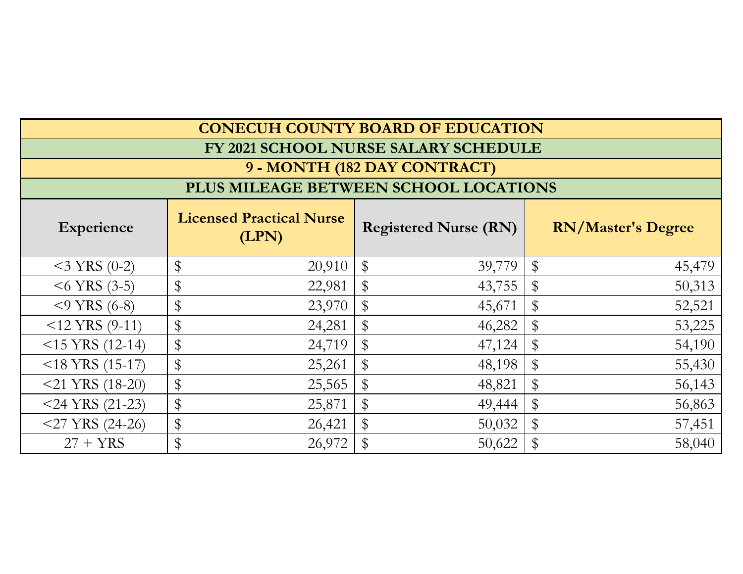## CONECUH COUNTY BOARD OF EDUCATION

## FY 2021 SCHOOL NURSE SALARY SCHEDULE

## 9 - MONTH (182 DAY CONTRACT)

## PLUS MILEAGE BETWEEN SCHOOL LOCATIONS

| Experience | Licensed Practical Nurse (LPN) | Registered Nurse (RN) | RN/Master's Degree |
|---|---|---|---|
| <3 YRS (0-2) | $ 20,910 | $ 39,779 | $ 45,479 |
| <6 YRS (3-5) | $ 22,981 | $ 43,755 | $ 50,313 |
| <9 YRS (6-8) | $ 23,970 | $ 45,671 | $ 52,521 |
| <12 YRS (9-11) | $ 24,281 | $ 46,282 | $ 53,225 |
| <15 YRS (12-14) | $ 24,719 | $ 47,124 | $ 54,190 |
| <18 YRS (15-17) | $ 25,261 | $ 48,198 | $ 55,430 |
| <21 YRS (18-20) | $ 25,565 | $ 48,821 | $ 56,143 |
| <24 YRS (21-23) | $ 25,871 | $ 49,444 | $ 56,863 |
| <27 YRS (24-26) | $ 26,421 | $ 50,032 | $ 57,451 |
| 27 + YRS | $ 26,972 | $ 50,622 | $ 58,040 |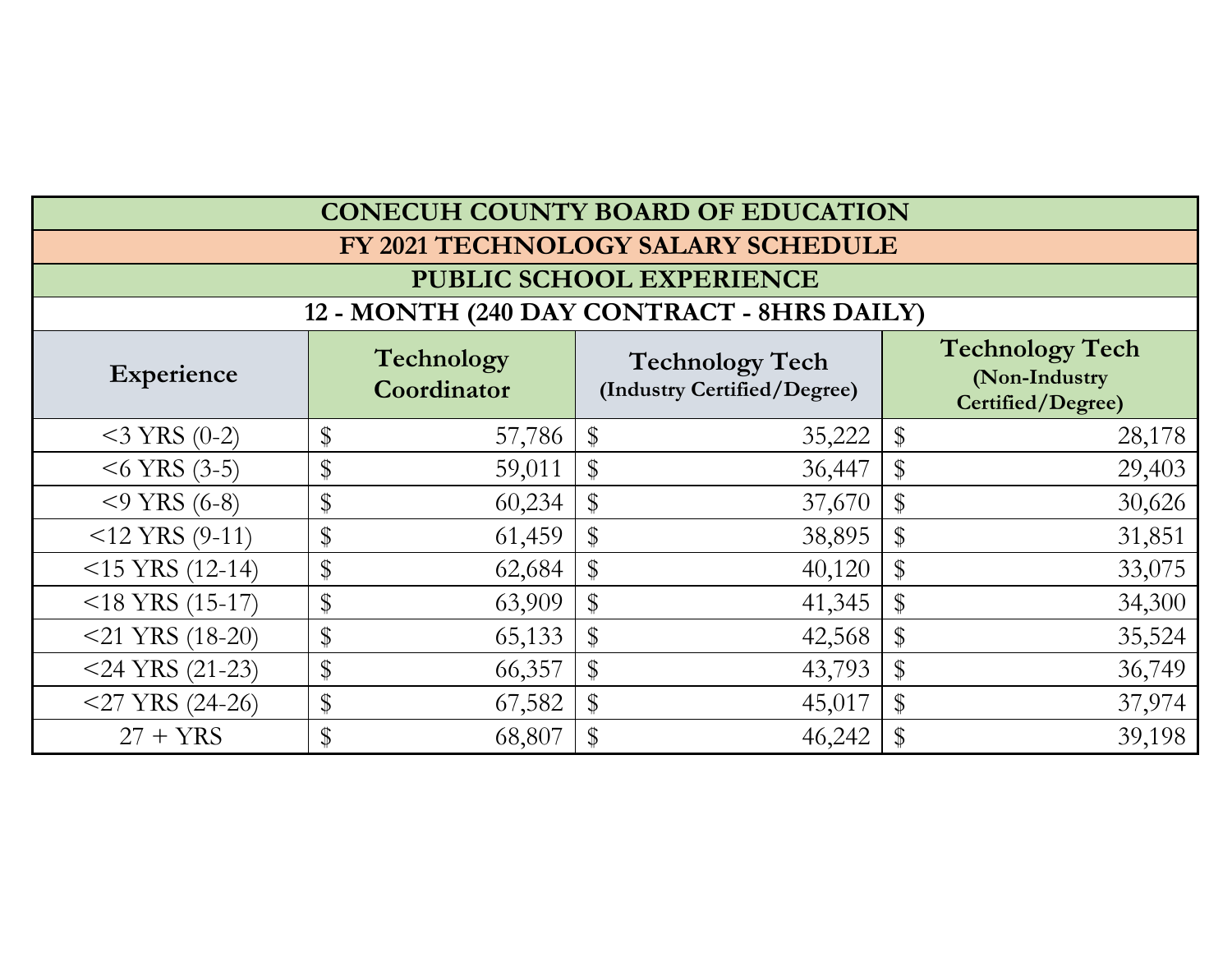| CONECUH COUNTY BOARD OF EDUCATION | | | |
|---|---|---|---|
| FY 2021 TECHNOLOGY SALARY SCHEDULE | | | |
| PUBLIC SCHOOL EXPERIENCE | | | |
| 12 - MONTH (240 DAY CONTRACT - 8HRS DAILY) | | | |
| **Experience** | **Technology Coordinator** | **Technology Tech (Industry Certified/Degree)** | **Technology Tech (Non-Industry Certified/Degree)** |
| <3 YRS (0-2) | $ 57,786 | $ 35,222 | $ 28,178 |
| <6 YRS (3-5) | $ 59,011 | $ 36,447 | $ 29,403 |
| <9 YRS (6-8) | $ 60,234 | $ 37,670 | $ 30,626 |
| <12 YRS (9-11) | $ 61,459 | $ 38,895 | $ 31,851 |
| <15 YRS (12-14) | $ 62,684 | $ 40,120 | $ 33,075 |
| <18 YRS (15-17) | $ 63,909 | $ 41,345 | $ 34,300 |
| <21 YRS (18-20) | $ 65,133 | $ 42,568 | $ 35,524 |
| <24 YRS (21-23) | $ 66,357 | $ 43,793 | $ 36,749 |
| <27 YRS (24-26) | $ 67,582 | $ 45,017 | $ 37,974 |
| 27 + YRS | $ 68,807 | $ 46,242 | $ 39,198 |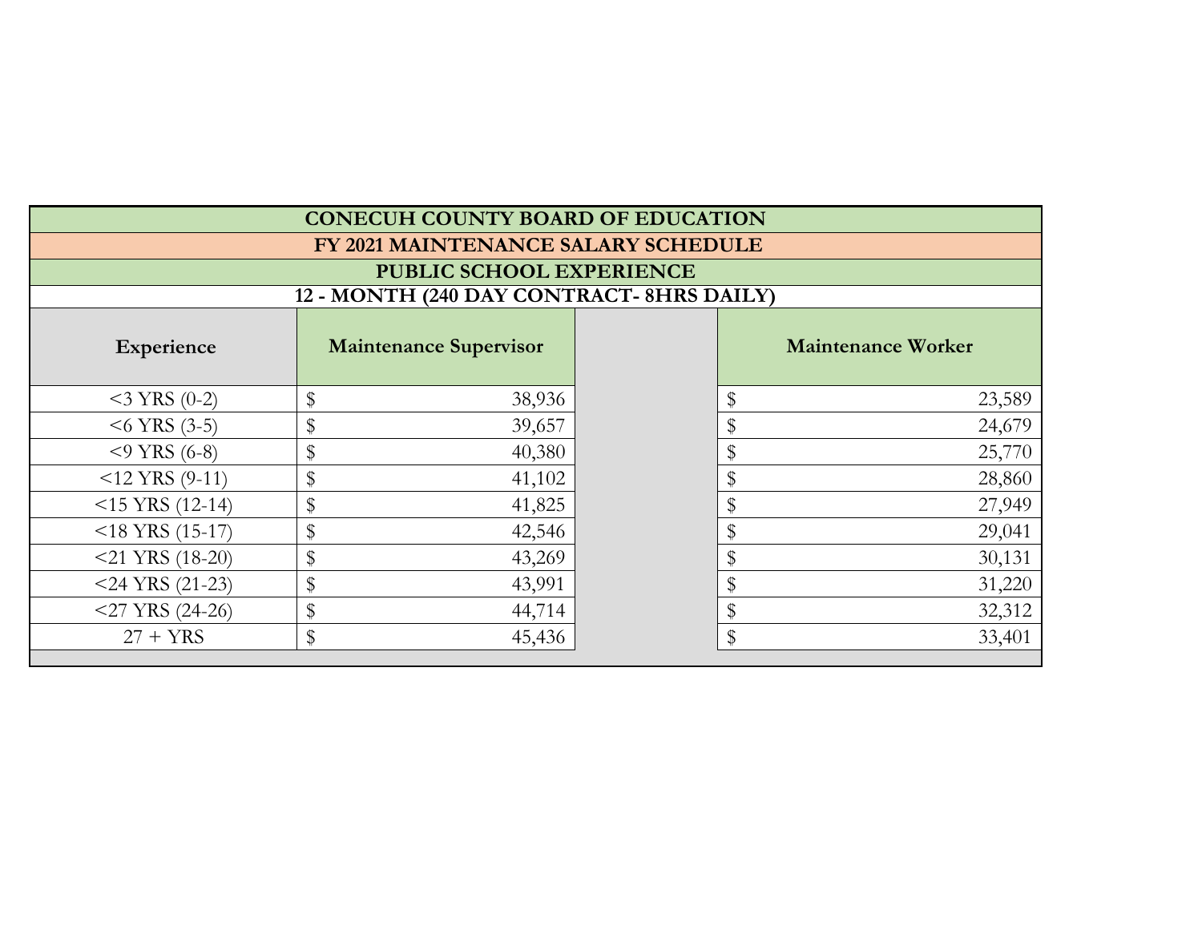| CONECUH COUNTY BOARD OF EDUCATION | | |
|---|---|---|
| FY 2021 MAINTENANCE SALARY SCHEDULE | | |
| PUBLIC SCHOOL EXPERIENCE | | |
| 12 - MONTH (240 DAY CONTRACT- 8HRS DAILY) | | |
| **Experience** | **Maintenance Supervisor** | **Maintenance Worker** |
| <3 YRS (0-2) | $ 38,936 | $ 23,589 |
| <6 YRS (3-5) | $ 39,657 | $ 24,679 |
| <9 YRS (6-8) | $ 40,380 | $ 25,770 |
| <12 YRS (9-11) | $ 41,102 | $ 28,860 |
| <15 YRS (12-14) | $ 41,825 | $ 27,949 |
| <18 YRS (15-17) | $ 42,546 | $ 29,041 |
| <21 YRS (18-20) | $ 43,269 | $ 30,131 |
| <24 YRS (21-23) | $ 43,991 | $ 31,220 |
| <27 YRS (24-26) | $ 44,714 | $ 32,312 |
| 27 + YRS | $ 45,436 | $ 33,401 |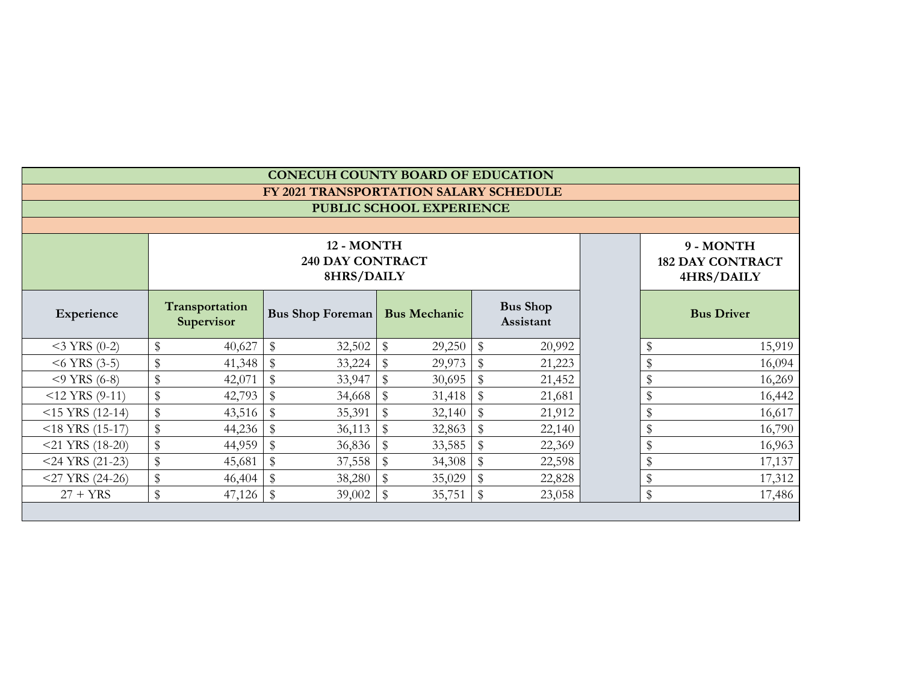# CONECUH COUNTY BOARD OF EDUCATION

## FY 2021 TRANSPORTATION SALARY SCHEDULE

### PUBLIC SCHOOL EXPERIENCE

| | 12 - MONTH 240 DAY CONTRACT 8HRS/DAILY | | | | | 9 - MONTH 182 DAY CONTRACT 4HRS/DAILY |
|---|---|---|---|---|---|---|
| **Experience** | **Transportation Supervisor** | **Bus Shop Foreman** | **Bus Mechanic** | **Bus Shop Assistant** | | **Bus Driver** |
| <3 YRS (0-2) | $ 40,627 | $ 32,502 | $ 29,250 | $ 20,992 | | $ 15,919 |
| <6 YRS (3-5) | $ 41,348 | $ 33,224 | $ 29,973 | $ 21,223 | | $ 16,094 |
| <9 YRS (6-8) | $ 42,071 | $ 33,947 | $ 30,695 | $ 21,452 | | $ 16,269 |
| <12 YRS (9-11) | $ 42,793 | $ 34,668 | $ 31,418 | $ 21,681 | | $ 16,442 |
| <15 YRS (12-14) | $ 43,516 | $ 35,391 | $ 32,140 | $ 21,912 | | $ 16,617 |
| <18 YRS (15-17) | $ 44,236 | $ 36,113 | $ 32,863 | $ 22,140 | | $ 16,790 |
| <21 YRS (18-20) | $ 44,959 | $ 36,836 | $ 33,585 | $ 22,369 | | $ 16,963 |
| <24 YRS (21-23) | $ 45,681 | $ 37,558 | $ 34,308 | $ 22,598 | | $ 17,137 |
| <27 YRS (24-26) | $ 46,404 | $ 38,280 | $ 35,029 | $ 22,828 | | $ 17,312 |
| 27 + YRS | $ 47,126 | $ 39,002 | $ 35,751 | $ 23,058 | | $ 17,486 |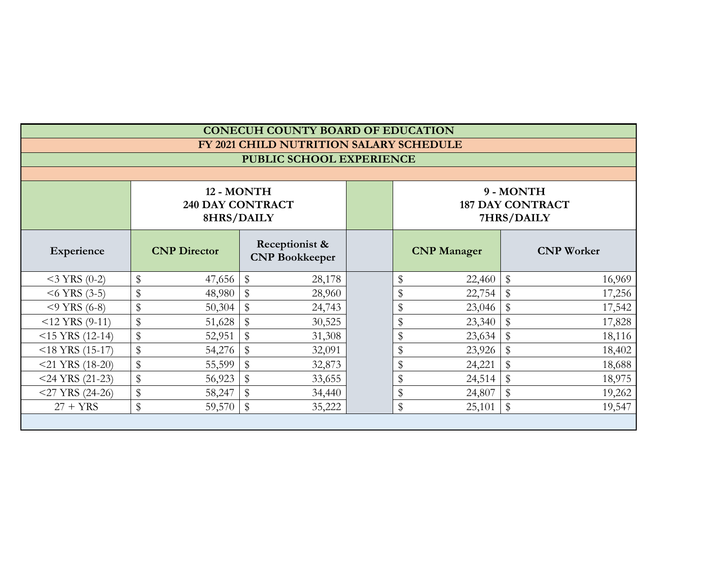# CONECUH COUNTY BOARD OF EDUCATION

## FY 2021 CHILD NUTRITION SALARY SCHEDULE

### PUBLIC SCHOOL EXPERIENCE

| | 12 - MONTH 240 DAY CONTRACT 8HRS/DAILY | | | 9 - MONTH 187 DAY CONTRACT 7HRS/DAILY | |
|---|---|---|---|---|---|
| **Experience** | **CNP Director** | **Receptionist & CNP Bookkeeper** | | **CNP Manager** | **CNP Worker** |
| <3 YRS (0-2) | $ 47,656 | $ 28,178 | | $ 22,460 | $ 16,969 |
| <6 YRS (3-5) | $ 48,980 | $ 28,960 | | $ 22,754 | $ 17,256 |
| <9 YRS (6-8) | $ 50,304 | $ 24,743 | | $ 23,046 | $ 17,542 |
| <12 YRS (9-11) | $ 51,628 | $ 30,525 | | $ 23,340 | $ 17,828 |
| <15 YRS (12-14) | $ 52,951 | $ 31,308 | | $ 23,634 | $ 18,116 |
| <18 YRS (15-17) | $ 54,276 | $ 32,091 | | $ 23,926 | $ 18,402 |
| <21 YRS (18-20) | $ 55,599 | $ 32,873 | | $ 24,221 | $ 18,688 |
| <24 YRS (21-23) | $ 56,923 | $ 33,655 | | $ 24,514 | $ 18,975 |
| <27 YRS (24-26) | $ 58,247 | $ 34,440 | | $ 24,807 | $ 19,262 |
| 27 + YRS | $ 59,570 | $ 35,222 | | $ 25,101 | $ 19,547 |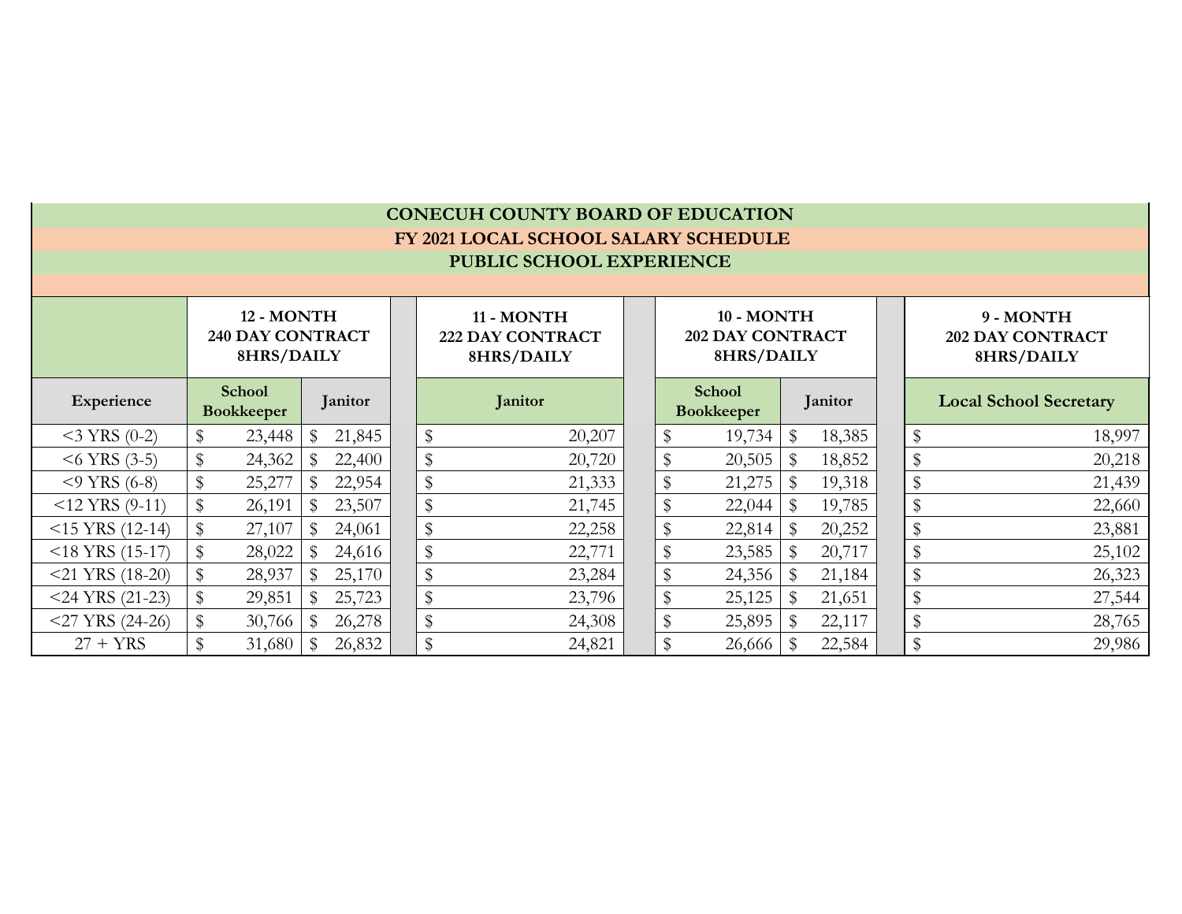# CONECUH COUNTY BOARD OF EDUCATION

## FY 2021 LOCAL SCHOOL SALARY SCHEDULE

## PUBLIC SCHOOL EXPERIENCE

| | 12 - MONTH 240 DAY CONTRACT 8HRS/DAILY | | 11 - MONTH 222 DAY CONTRACT 8HRS/DAILY | 10 - MONTH 202 DAY CONTRACT 8HRS/DAILY | | 9 - MONTH 202 DAY CONTRACT 8HRS/DAILY |
|---|---|---|---|---|---|---|
| **Experience** | **School Bookkeeper** | **Janitor** | **Janitor** | **School Bookkeeper** | **Janitor** | **Local School Secretary** |
| <3 YRS (0-2) | $ 23,448 | $ 21,845 | $ 20,207 | $ 19,734 | $ 18,385 | $ 18,997 |
| <6 YRS (3-5) | $ 24,362 | $ 22,400 | $ 20,720 | $ 20,505 | $ 18,852 | $ 20,218 |
| <9 YRS (6-8) | $ 25,277 | $ 22,954 | $ 21,333 | $ 21,275 | $ 19,318 | $ 21,439 |
| <12 YRS (9-11) | $ 26,191 | $ 23,507 | $ 21,745 | $ 22,044 | $ 19,785 | $ 22,660 |
| <15 YRS (12-14) | $ 27,107 | $ 24,061 | $ 22,258 | $ 22,814 | $ 20,252 | $ 23,881 |
| <18 YRS (15-17) | $ 28,022 | $ 24,616 | $ 22,771 | $ 23,585 | $ 20,717 | $ 25,102 |
| <21 YRS (18-20) | $ 28,937 | $ 25,170 | $ 23,284 | $ 24,356 | $ 21,184 | $ 26,323 |
| <24 YRS (21-23) | $ 29,851 | $ 25,723 | $ 23,796 | $ 25,125 | $ 21,651 | $ 27,544 |
| <27 YRS (24-26) | $ 30,766 | $ 26,278 | $ 24,308 | $ 25,895 | $ 22,117 | $ 28,765 |
| 27 + YRS | $ 31,680 | $ 26,832 | $ 24,821 | $ 26,666 | $ 22,584 | $ 29,986 |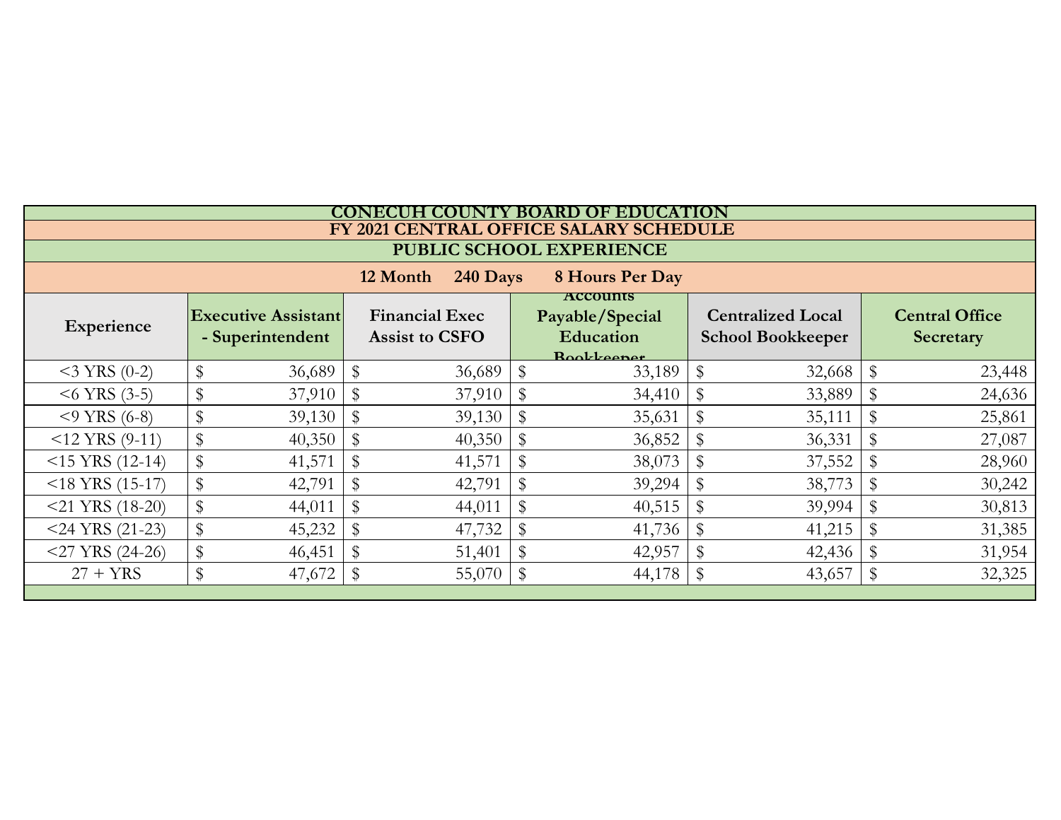# CONECUH COUNTY BOARD OF EDUCATION

## FY 2021 CENTRAL OFFICE SALARY SCHEDULE

### PUBLIC SCHOOL EXPERIENCE

**12 Month 240 Days 8 Hours Per Day**

| Experience | Executive Assistant - Superintendent | Financial Exec Assist to CSFO | Accounts Payable/Special Education Bookkeeper | Centralized Local School Bookkeeper | Central Office Secretary |
|---|---|---|---|---|---|
| <3 YRS (0-2) | $ 36,689 | $ 36,689 | $ 33,189 | $ 32,668 | $ 23,448 |
| <6 YRS (3-5) | $ 37,910 | $ 37,910 | $ 34,410 | $ 33,889 | $ 24,636 |
| <9 YRS (6-8) | $ 39,130 | $ 39,130 | $ 35,631 | $ 35,111 | $ 25,861 |
| <12 YRS (9-11) | $ 40,350 | $ 40,350 | $ 36,852 | $ 36,331 | $ 27,087 |
| <15 YRS (12-14) | $ 41,571 | $ 41,571 | $ 38,073 | $ 37,552 | $ 28,960 |
| <18 YRS (15-17) | $ 42,791 | $ 42,791 | $ 39,294 | $ 38,773 | $ 30,242 |
| <21 YRS (18-20) | $ 44,011 | $ 44,011 | $ 40,515 | $ 39,994 | $ 30,813 |
| <24 YRS (21-23) | $ 45,232 | $ 47,732 | $ 41,736 | $ 41,215 | $ 31,385 |
| <27 YRS (24-26) | $ 46,451 | $ 51,401 | $ 42,957 | $ 42,436 | $ 31,954 |
| 27 + YRS | $ 47,672 | $ 55,070 | $ 44,178 | $ 43,657 | $ 32,325 |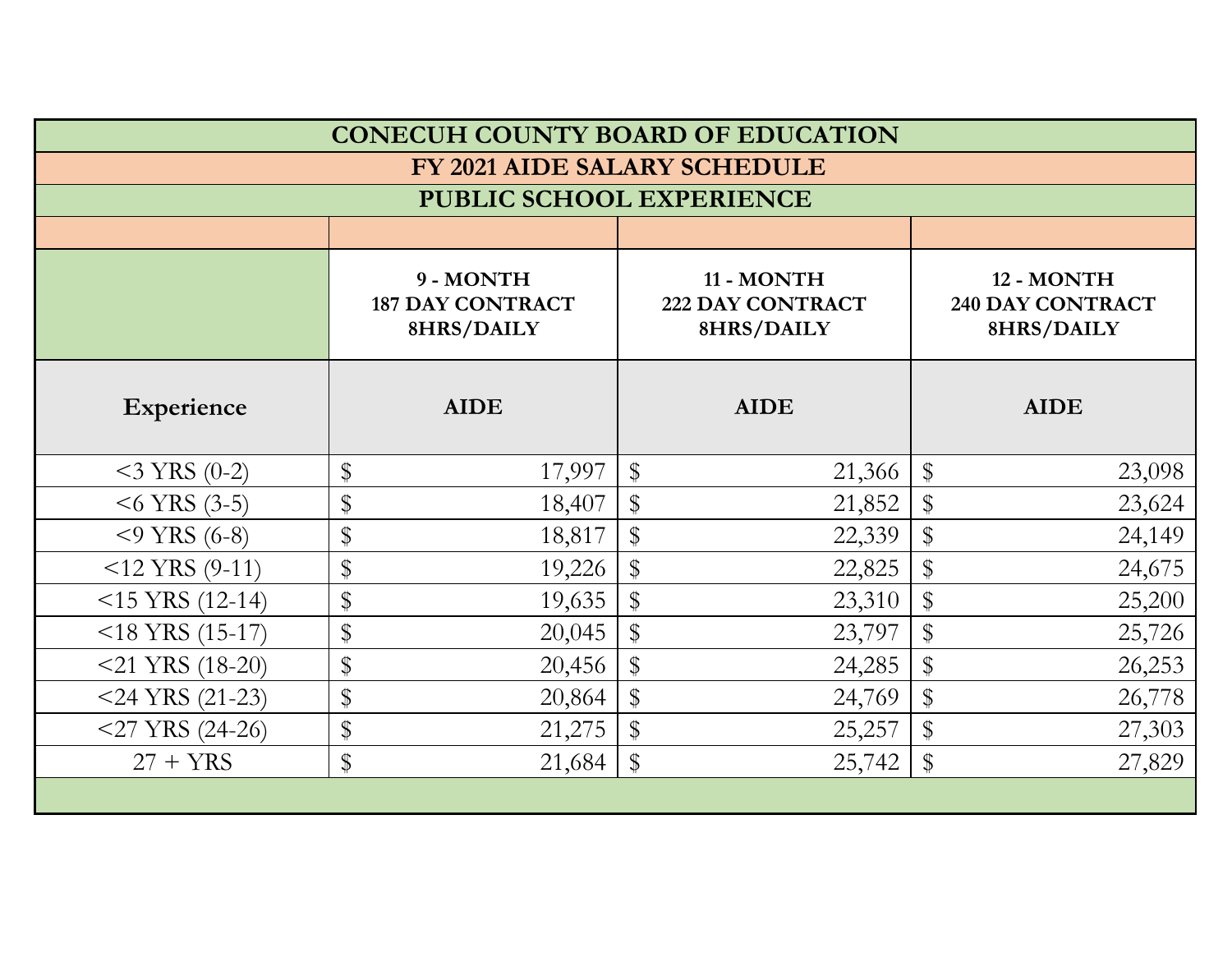# CONECUH COUNTY BOARD OF EDUCATION

## FY 2021 AIDE SALARY SCHEDULE

### PUBLIC SCHOOL EXPERIENCE

| | 9 - MONTH 187 DAY CONTRACT 8HRS/DAILY | 11 - MONTH 222 DAY CONTRACT 8HRS/DAILY | 12 - MONTH 240 DAY CONTRACT 8HRS/DAILY |
|---|---|---|---|
| **Experience** | **AIDE** | **AIDE** | **AIDE** |
| <3 YRS (0-2) | $ 17,997 | $ 21,366 | $ 23,098 |
| <6 YRS (3-5) | $ 18,407 | $ 21,852 | $ 23,624 |
| <9 YRS (6-8) | $ 18,817 | $ 22,339 | $ 24,149 |
| <12 YRS (9-11) | $ 19,226 | $ 22,825 | $ 24,675 |
| <15 YRS (12-14) | $ 19,635 | $ 23,310 | $ 25,200 |
| <18 YRS (15-17) | $ 20,045 | $ 23,797 | $ 25,726 |
| <21 YRS (18-20) | $ 20,456 | $ 24,285 | $ 26,253 |
| <24 YRS (21-23) | $ 20,864 | $ 24,769 | $ 26,778 |
| <27 YRS (24-26) | $ 21,275 | $ 25,257 | $ 27,303 |
| 27 + YRS | $ 21,684 | $ 25,742 | $ 27,829 |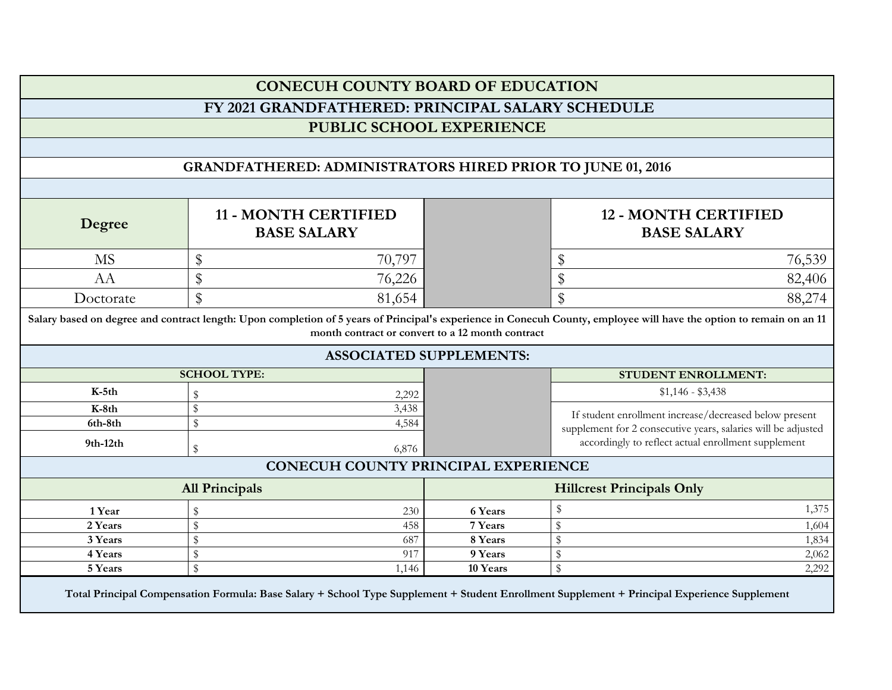# CONECUH COUNTY BOARD OF EDUCATION

## FY 2021 GRANDFATHERED: PRINCIPAL SALARY SCHEDULE

## PUBLIC SCHOOL EXPERIENCE

### GRANDFATHERED: ADMINISTRATORS HIRED PRIOR TO JUNE 01, 2016

| Degree | 11 - MONTH CERTIFIED BASE SALARY | 12 - MONTH CERTIFIED BASE SALARY |
|---|---|---|
| MS | $ 70,797 | $ 76,539 |
| AA | $ 76,226 | $ 82,406 |
| Doctorate | $ 81,654 | $ 88,274 |

**Salary based on degree and contract length: Upon completion of 5 years of Principal's experience in Conecuh County, employee will have the option to remain on an 11 month contract or convert to a 12 month contract**

### ASSOCIATED SUPPLEMENTS:

| SCHOOL TYPE: | |
|---|---|
| K-5th | $ 2,292 |
| K-8th | $ 3,438 |
| 6th-8th | $ 4,584 |
| 9th-12th | $ 6,876 |

| STUDENT ENROLLMENT: |
|---|
| $1,146 - $3,438 |
| If student enrollment increase/decreased below present supplement for 2 consecutive years, salaries will be adjusted accordingly to reflect actual enrollment supplement |

### CONECUH COUNTY PRINCIPAL EXPERIENCE

| All Principals | | Hillcrest Principals Only | |
|---|---|---|---|
| 1 Year | $ 230 | 6 Years | $ 1,375 |
| 2 Years | $ 458 | 7 Years | $ 1,604 |
| 3 Years | $ 687 | 8 Years | $ 1,834 |
| 4 Years | $ 917 | 9 Years | $ 2,062 |
| 5 Years | $ 1,146 | 10 Years | $ 2,292 |

**Total Principal Compensation Formula: Base Salary + School Type Supplement + Student Enrollment Supplement + Principal Experience Supplement**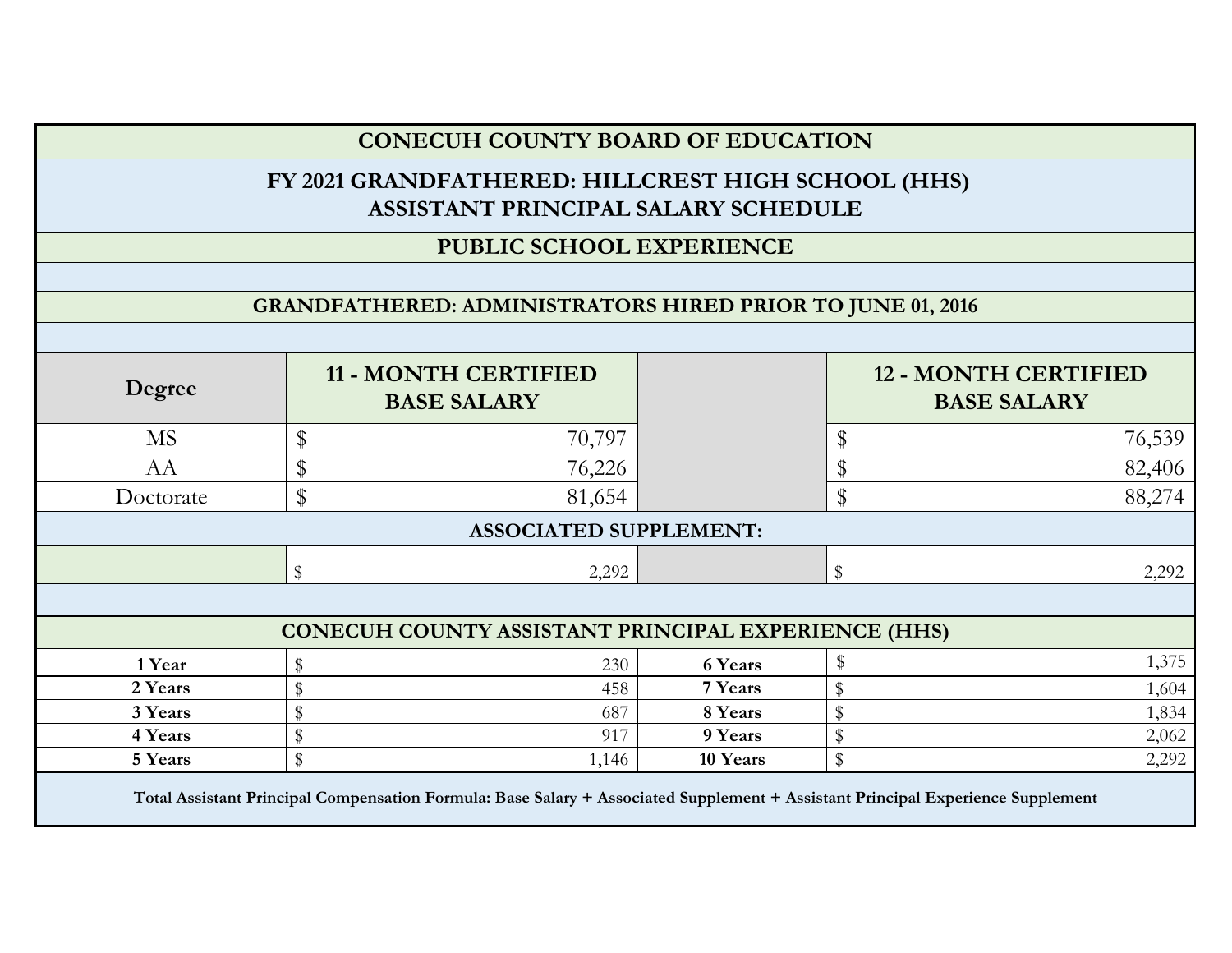# CONECUH COUNTY BOARD OF EDUCATION

## FY 2021 GRANDFATHERED: HILLCREST HIGH SCHOOL (HHS) ASSISTANT PRINCIPAL SALARY SCHEDULE

### PUBLIC SCHOOL EXPERIENCE

### GRANDFATHERED: ADMINISTRATORS HIRED PRIOR TO JUNE 01, 2016

| Degree | 11 - MONTH CERTIFIED BASE SALARY | | 12 - MONTH CERTIFIED BASE SALARY |
|---|---|---|---|
| MS | $ 70,797 | | $ 76,539 |
| AA | $ 76,226 | | $ 82,406 |
| Doctorate | $ 81,654 | | $ 88,274 |
| **ASSOCIATED SUPPLEMENT:** | | | |
| | $ 2,292 | | $ 2,292 |

### CONECUH COUNTY ASSISTANT PRINCIPAL EXPERIENCE (HHS)

| Years | Amount | Years | Amount |
|---|---|---|---|
| **1 Year** | $ 230 | **6 Years** | $ 1,375 |
| **2 Years** | $ 458 | **7 Years** | $ 1,604 |
| **3 Years** | $ 687 | **8 Years** | $ 1,834 |
| **4 Years** | $ 917 | **9 Years** | $ 2,062 |
| **5 Years** | $ 1,146 | **10 Years** | $ 2,292 |

**Total Assistant Principal Compensation Formula: Base Salary + Associated Supplement + Assistant Principal Experience Supplement**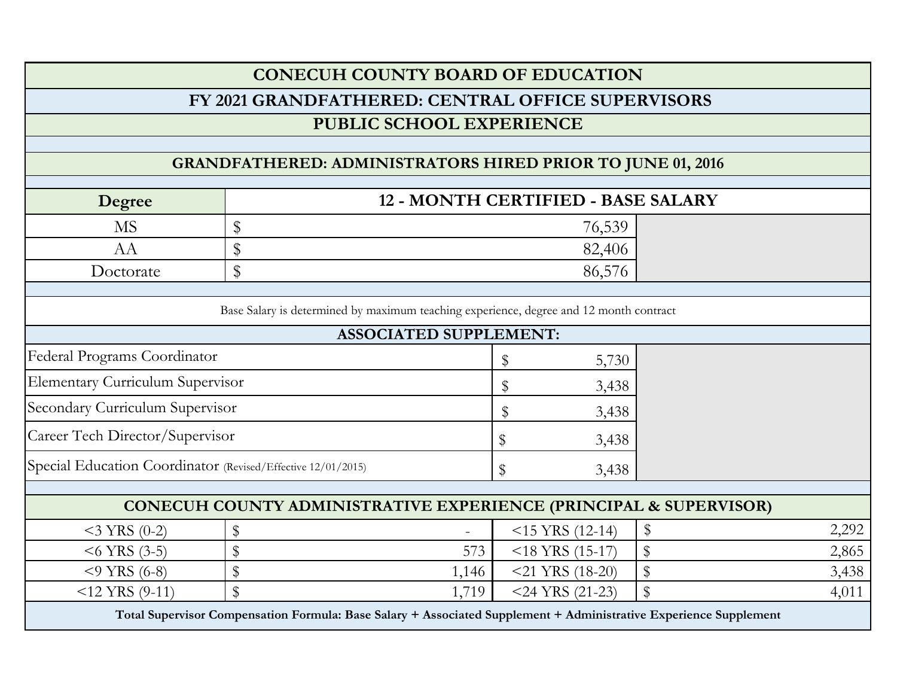# CONECUH COUNTY BOARD OF EDUCATION

## FY 2021 GRANDFATHERED: CENTRAL OFFICE SUPERVISORS

## PUBLIC SCHOOL EXPERIENCE

### GRANDFATHERED: ADMINISTRATORS HIRED PRIOR TO JUNE 01, 2016

| Degree | 12 - MONTH CERTIFIED - BASE SALARY |
|---|---|
| MS | $ 76,539 |
| AA | $ 82,406 |
| Doctorate | $ 86,576 |

Base Salary is determined by maximum teaching experience, degree and 12 month contract

### ASSOCIATED SUPPLEMENT:

| Position | Supplement |
|---|---|
| Federal Programs Coordinator | $ 5,730 |
| Elementary Curriculum Supervisor | $ 3,438 |
| Secondary Curriculum Supervisor | $ 3,438 |
| Career Tech Director/Supervisor | $ 3,438 |
| Special Education Coordinator (Revised/Effective 12/01/2015) | $ 3,438 |

### CONECUH COUNTY ADMINISTRATIVE EXPERIENCE (PRINCIPAL & SUPERVISOR)

| Experience | Supplement | Experience | Supplement |
|---|---|---|---|
| <3 YRS (0-2) | $ - | <15 YRS (12-14) | $ 2,292 |
| <6 YRS (3-5) | $ 573 | <18 YRS (15-17) | $ 2,865 |
| <9 YRS (6-8) | $ 1,146 | <21 YRS (18-20) | $ 3,438 |
| <12 YRS (9-11) | $ 1,719 | <24 YRS (21-23) | $ 4,011 |

**Total Supervisor Compensation Formula: Base Salary + Associated Supplement + Administrative Experience Supplement**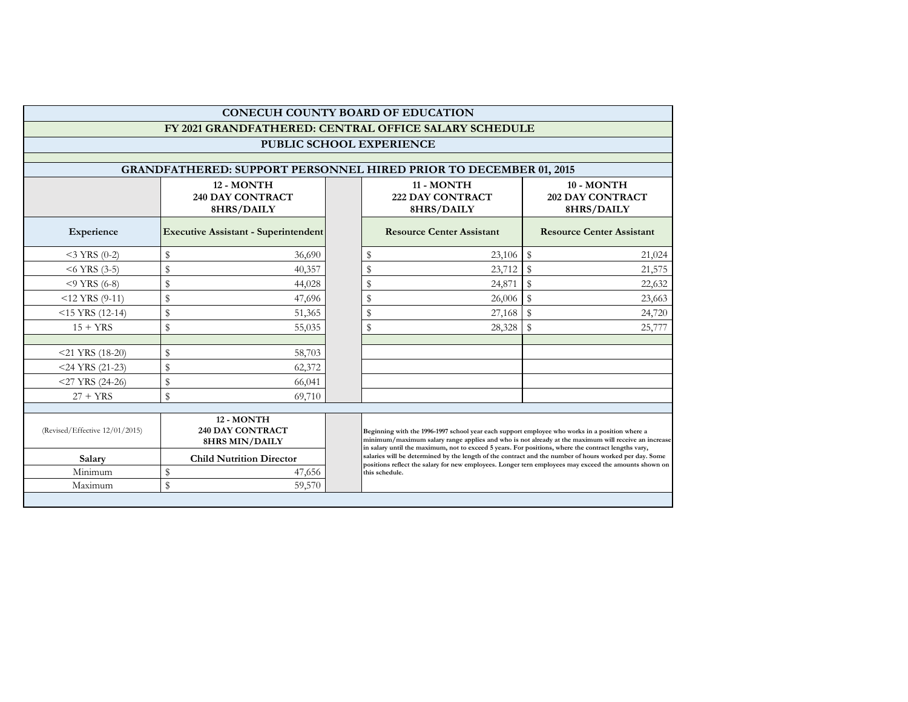# CONECUH COUNTY BOARD OF EDUCATION

## FY 2021 GRANDFATHERED: CENTRAL OFFICE SALARY SCHEDULE

### PUBLIC SCHOOL EXPERIENCE

### GRANDFATHERED: SUPPORT PERSONNEL HIRED PRIOR TO DECEMBER 01, 2015

| | 12 - MONTH 240 DAY CONTRACT 8HRS/DAILY | | 11 - MONTH 222 DAY CONTRACT 8HRS/DAILY | 10 - MONTH 202 DAY CONTRACT 8HRS/DAILY |
|---|---|---|---|---|
| **Experience** | **Executive Assistant - Superintendent** | | **Resource Center Assistant** | **Resource Center Assistant** |
| <3 YRS (0-2) | $ 36,690 | | $ 23,106 | $ 21,024 |
| <6 YRS (3-5) | $ 40,357 | | $ 23,712 | $ 21,575 |
| <9 YRS (6-8) | $ 44,028 | | $ 24,871 | $ 22,632 |
| <12 YRS (9-11) | $ 47,696 | | $ 26,006 | $ 23,663 |
| <15 YRS (12-14) | $ 51,365 | | $ 27,168 | $ 24,720 |
| 15 + YRS | $ 55,035 | | $ 28,328 | $ 25,777 |
| | | | | |
| <21 YRS (18-20) | $ 58,703 | | | |
| <24 YRS (21-23) | $ 62,372 | | | |
| <27 YRS (24-26) | $ 66,041 | | | |
| 27 + YRS | $ 69,710 | | | |

| (Revised/Effective 12/01/2015) | 12 - MONTH 240 DAY CONTRACT 8HRS MIN/DAILY |
|---|---|
| **Salary** | **Child Nutrition Director** |
| Minimum | $ 47,656 |
| Maximum | $ 59,570 |

**Beginning with the 1996-1997 school year each support employee who works in a position where a minimum/maximum salary range applies and who is not already at the maximum will receive an increase in salary until the maximum, not to exceed 5 years. For positions, where the contract lengths vary, salaries will be determined by the length of the contract and the number of hours worked per day. Some positions reflect the salary for new employees. Longer tern employees may exceed the amounts shown on this schedule.**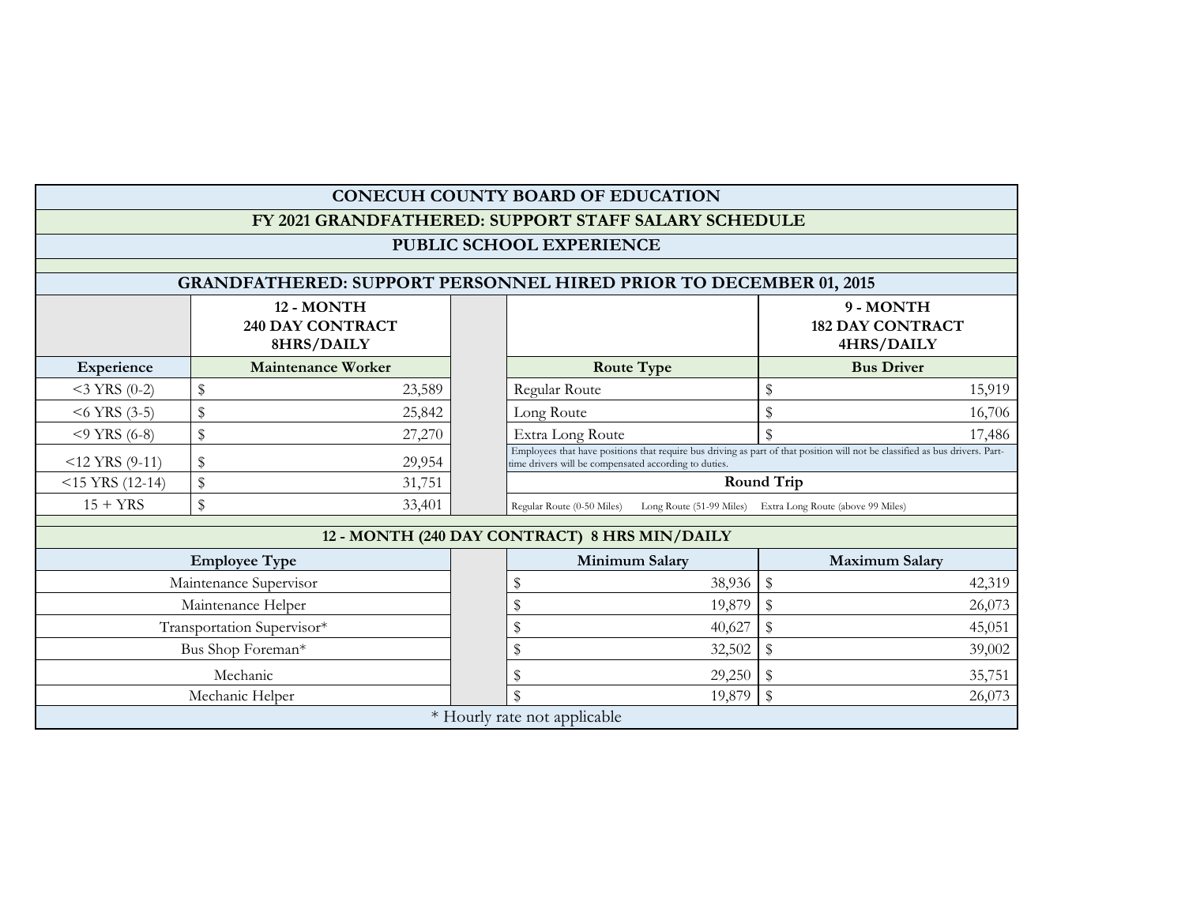# CONECUH COUNTY BOARD OF EDUCATION

## FY 2021 GRANDFATHERED: SUPPORT STAFF SALARY SCHEDULE

## PUBLIC SCHOOL EXPERIENCE

### GRANDFATHERED: SUPPORT PERSONNEL HIRED PRIOR TO DECEMBER 01, 2015

| | 12 - MONTH 240 DAY CONTRACT 8HRS/DAILY | | 9 - MONTH 182 DAY CONTRACT 4HRS/DAILY |
|---|---|---|---|
| **Experience** | **Maintenance Worker** | **Route Type** | **Bus Driver** |
| <3 YRS (0-2) | $ 23,589 | Regular Route | $ 15,919 |
| <6 YRS (3-5) | $ 25,842 | Long Route | $ 16,706 |
| <9 YRS (6-8) | $ 27,270 | Extra Long Route | $ 17,486 |
| <12 YRS (9-11) | $ 29,954 | Employees that have positions that require bus driving as part of that position will not be classified as bus drivers. Part-time drivers will be compensated according to duties. | |
| <15 YRS (12-14) | $ 31,751 | **Round Trip** | |
| 15 + YRS | $ 33,401 | Regular Route (0-50 Miles) Long Route (51-99 Miles) Extra Long Route (above 99 Miles) | |

### 12 - MONTH (240 DAY CONTRACT) 8 HRS MIN/DAILY

| Employee Type | Minimum Salary | Maximum Salary |
|---|---|---|
| Maintenance Supervisor | $ 38,936 | $ 42,319 |
| Maintenance Helper | $ 19,879 | $ 26,073 |
| Transportation Supervisor* | $ 40,627 | $ 45,051 |
| Bus Shop Foreman* | $ 32,502 | $ 39,002 |
| Mechanic | $ 29,250 | $ 35,751 |
| Mechanic Helper | $ 19,879 | $ 26,073 |

\* Hourly rate not applicable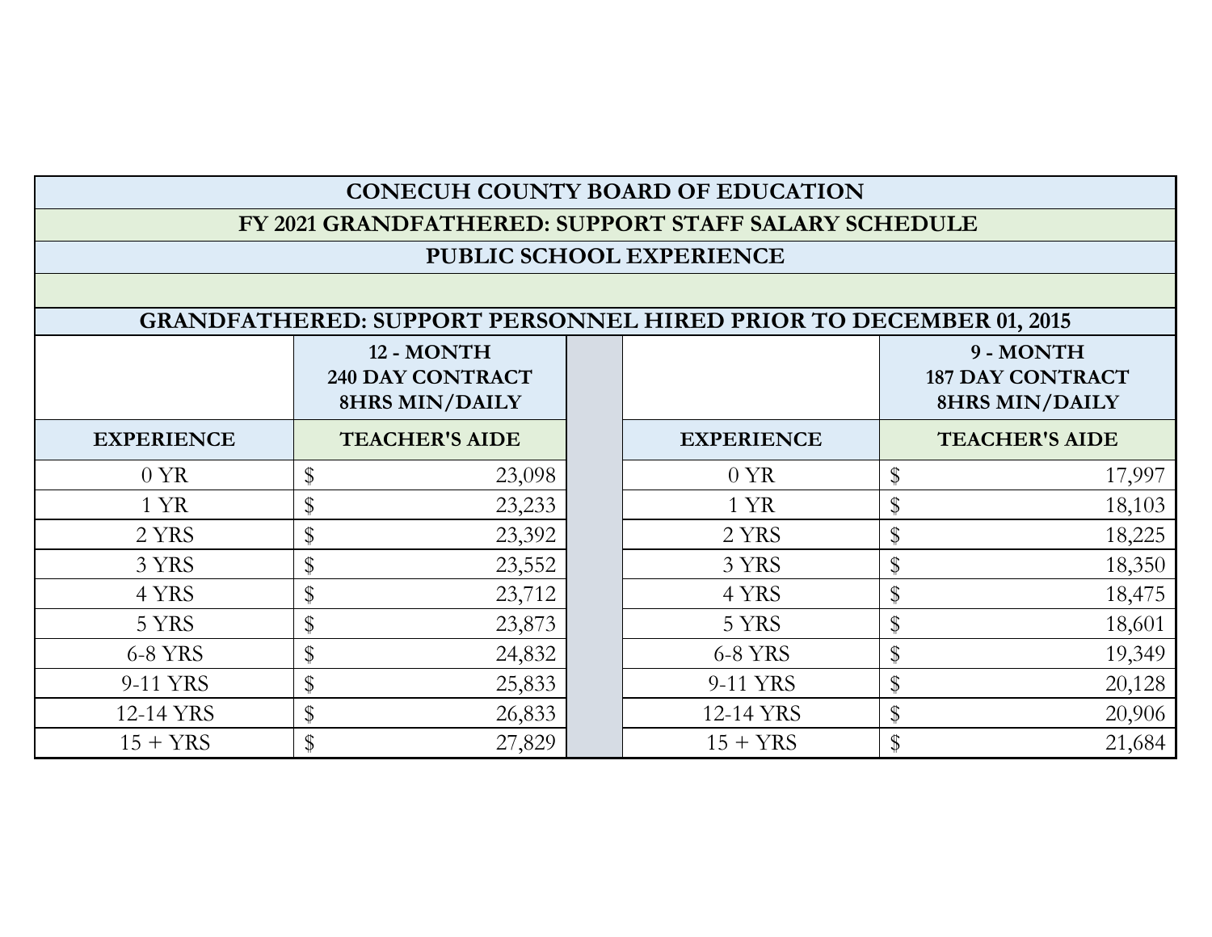# CONECUH COUNTY BOARD OF EDUCATION

## FY 2021 GRANDFATHERED: SUPPORT STAFF SALARY SCHEDULE

### PUBLIC SCHOOL EXPERIENCE

### GRANDFATHERED: SUPPORT PERSONNEL HIRED PRIOR TO DECEMBER 01, 2015

| | 12 - MONTH 240 DAY CONTRACT 8HRS MIN/DAILY | | | 9 - MONTH 187 DAY CONTRACT 8HRS MIN/DAILY |
|---|---|---|---|---|
| **EXPERIENCE** | **TEACHER'S AIDE** | | **EXPERIENCE** | **TEACHER'S AIDE** |
| 0 YR | $ 23,098 | | 0 YR | $ 17,997 |
| 1 YR | $ 23,233 | | 1 YR | $ 18,103 |
| 2 YRS | $ 23,392 | | 2 YRS | $ 18,225 |
| 3 YRS | $ 23,552 | | 3 YRS | $ 18,350 |
| 4 YRS | $ 23,712 | | 4 YRS | $ 18,475 |
| 5 YRS | $ 23,873 | | 5 YRS | $ 18,601 |
| 6-8 YRS | $ 24,832 | | 6-8 YRS | $ 19,349 |
| 9-11 YRS | $ 25,833 | | 9-11 YRS | $ 20,128 |
| 12-14 YRS | $ 26,833 | | 12-14 YRS | $ 20,906 |
| 15 + YRS | $ 27,829 | | 15 + YRS | $ 21,684 |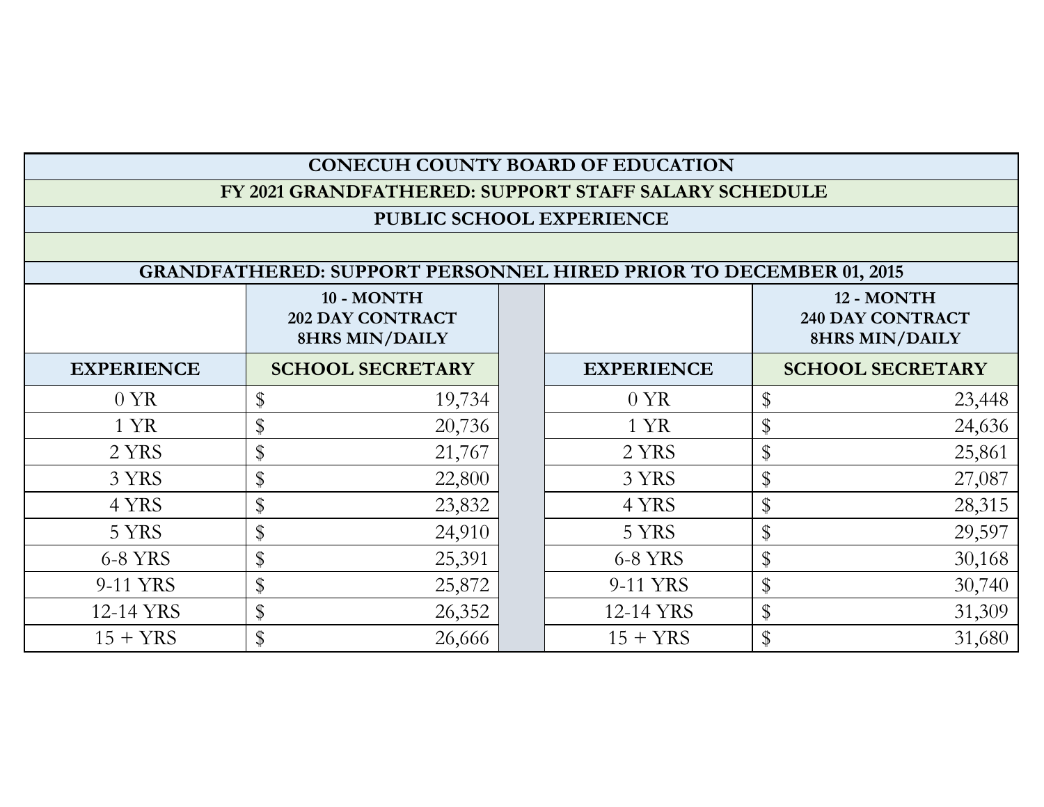| CONECUH COUNTY BOARD OF EDUCATION | | | | |
|---|---|---|---|---|
| FY 2021 GRANDFATHERED: SUPPORT STAFF SALARY SCHEDULE | | | | |
| PUBLIC SCHOOL EXPERIENCE | | | | |
| | | | | |
| GRANDFATHERED: SUPPORT PERSONNEL HIRED PRIOR TO DECEMBER 01, 2015 | | | | |
| | 10 - MONTH 202 DAY CONTRACT 8HRS MIN/DAILY | | | 12 - MONTH 240 DAY CONTRACT 8HRS MIN/DAILY |
| EXPERIENCE | SCHOOL SECRETARY | | EXPERIENCE | SCHOOL SECRETARY |
| 0 YR | $ 19,734 | | 0 YR | $ 23,448 |
| 1 YR | $ 20,736 | | 1 YR | $ 24,636 |
| 2 YRS | $ 21,767 | | 2 YRS | $ 25,861 |
| 3 YRS | $ 22,800 | | 3 YRS | $ 27,087 |
| 4 YRS | $ 23,832 | | 4 YRS | $ 28,315 |
| 5 YRS | $ 24,910 | | 5 YRS | $ 29,597 |
| 6-8 YRS | $ 25,391 | | 6-8 YRS | $ 30,168 |
| 9-11 YRS | $ 25,872 | | 9-11 YRS | $ 30,740 |
| 12-14 YRS | $ 26,352 | | 12-14 YRS | $ 31,309 |
| 15 + YRS | $ 26,666 | | 15 + YRS | $ 31,680 |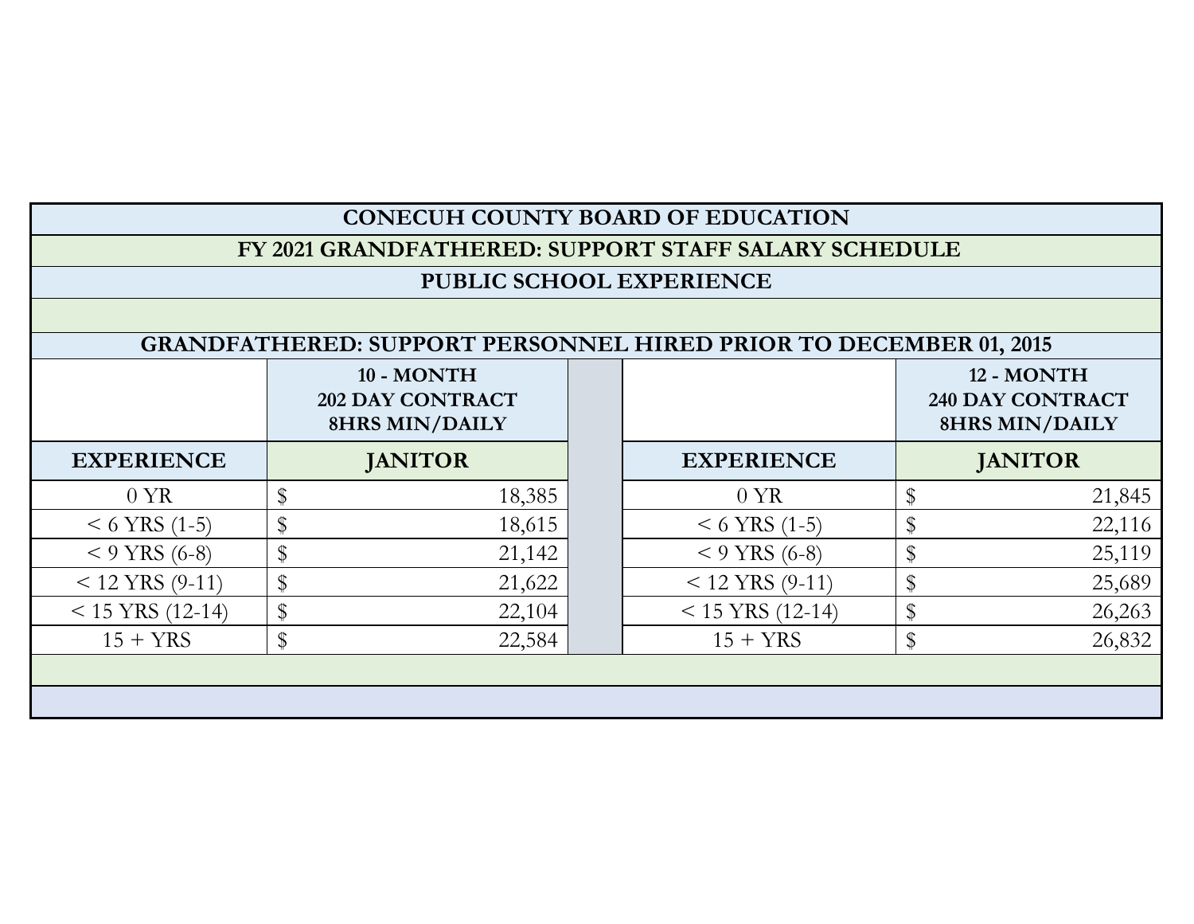# CONECUH COUNTY BOARD OF EDUCATION

## FY 2021 GRANDFATHERED: SUPPORT STAFF SALARY SCHEDULE

## PUBLIC SCHOOL EXPERIENCE

### GRANDFATHERED: SUPPORT PERSONNEL HIRED PRIOR TO DECEMBER 01, 2015

| | 10 - MONTH 202 DAY CONTRACT 8HRS MIN/DAILY | | | 12 - MONTH 240 DAY CONTRACT 8HRS MIN/DAILY |
|---|---|---|---|---|
| **EXPERIENCE** | **JANITOR** | | **EXPERIENCE** | **JANITOR** |
| 0 YR | $ 18,385 | | 0 YR | $ 21,845 |
| < 6 YRS (1-5) | $ 18,615 | | < 6 YRS (1-5) | $ 22,116 |
| < 9 YRS (6-8) | $ 21,142 | | < 9 YRS (6-8) | $ 25,119 |
| < 12 YRS (9-11) | $ 21,622 | | < 12 YRS (9-11) | $ 25,689 |
| < 15 YRS (12-14) | $ 22,104 | | < 15 YRS (12-14) | $ 26,263 |
| 15 + YRS | $ 22,584 | | 15 + YRS | $ 26,832 |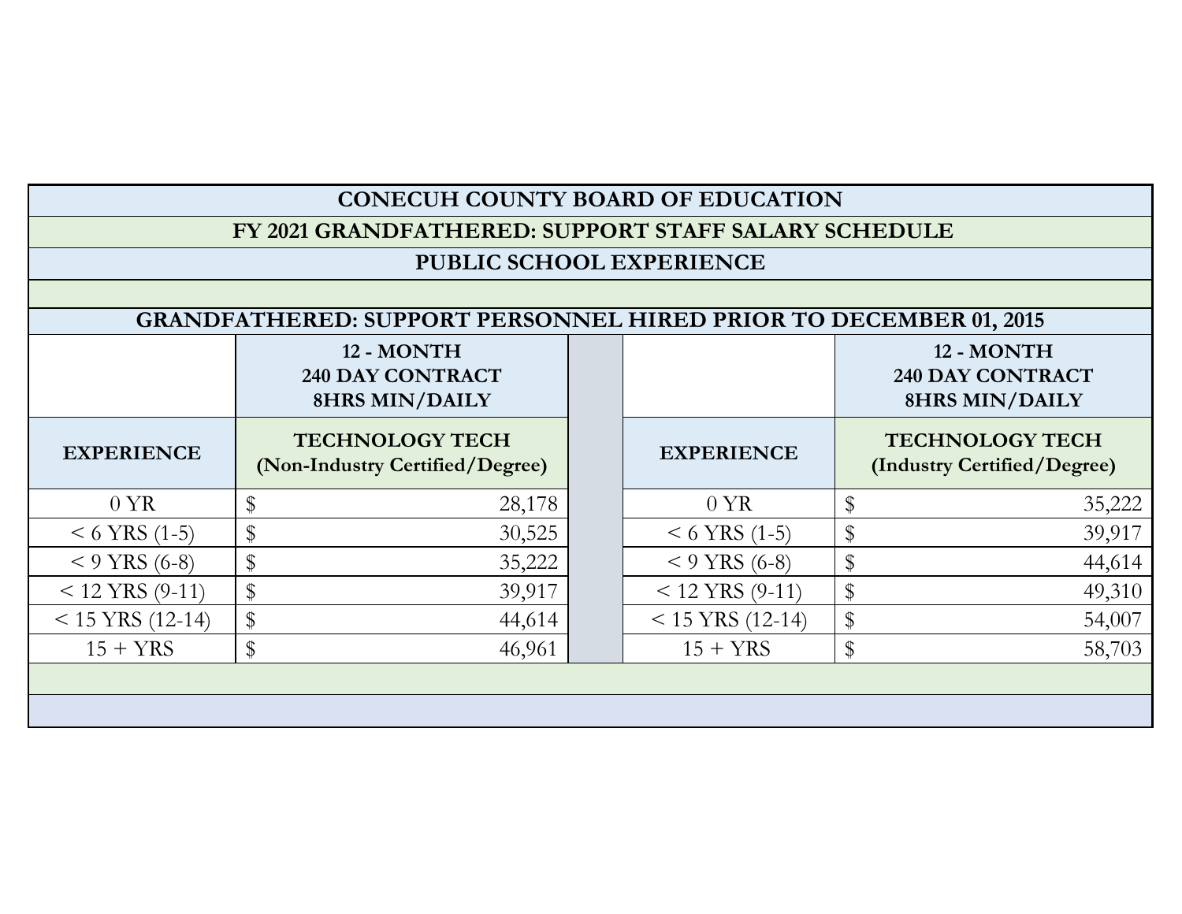# CONECUH COUNTY BOARD OF EDUCATION

## FY 2021 GRANDFATHERED: SUPPORT STAFF SALARY SCHEDULE

## PUBLIC SCHOOL EXPERIENCE

### GRANDFATHERED: SUPPORT PERSONNEL HIRED PRIOR TO DECEMBER 01, 2015

| | 12 - MONTH 240 DAY CONTRACT 8HRS MIN/DAILY | | | 12 - MONTH 240 DAY CONTRACT 8HRS MIN/DAILY |
|---|---|---|---|---|
| **EXPERIENCE** | **TECHNOLOGY TECH (Non-Industry Certified/Degree)** | | **EXPERIENCE** | **TECHNOLOGY TECH (Industry Certified/Degree)** |
| 0 YR | $ 28,178 | | 0 YR | $ 35,222 |
| < 6 YRS (1-5) | $ 30,525 | | < 6 YRS (1-5) | $ 39,917 |
| < 9 YRS (6-8) | $ 35,222 | | < 9 YRS (6-8) | $ 44,614 |
| < 12 YRS (9-11) | $ 39,917 | | < 12 YRS (9-11) | $ 49,310 |
| < 15 YRS (12-14) | $ 44,614 | | < 15 YRS (12-14) | $ 54,007 |
| 15 + YRS | $ 46,961 | | 15 + YRS | $ 58,703 |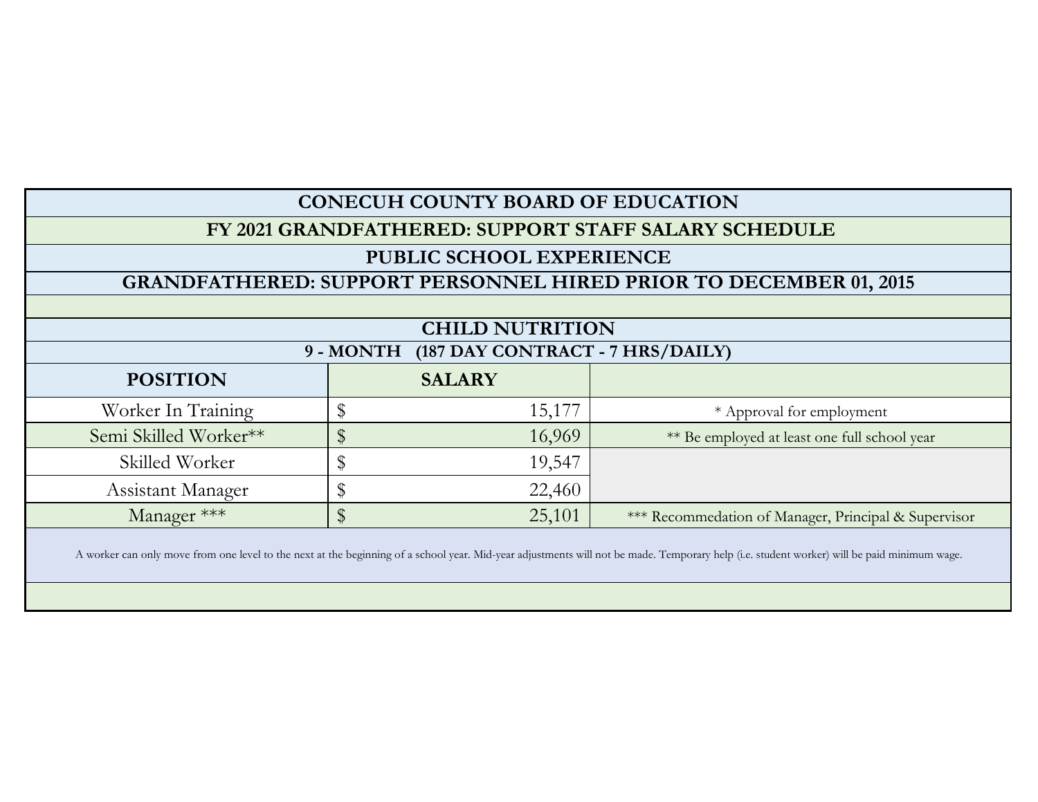# CONECUH COUNTY BOARD OF EDUCATION

## FY 2021 GRANDFATHERED: SUPPORT STAFF SALARY SCHEDULE

### PUBLIC SCHOOL EXPERIENCE

### GRANDFATHERED: SUPPORT PERSONNEL HIRED PRIOR TO DECEMBER 01, 2015

### CHILD NUTRITION

**9 - MONTH (187 DAY CONTRACT - 7 HRS/DAILY)**

| POSITION | SALARY | |
|---|---|---|
| Worker In Training | $ 15,177 | * Approval for employment |
| Semi Skilled Worker** | $ 16,969 | ** Be employed at least one full school year |
| Skilled Worker | $ 19,547 | |
| Assistant Manager | $ 22,460 | |
| Manager *** | $ 25,101 | *** Recommedation of Manager, Principal & Supervisor |

A worker can only move from one level to the next at the beginning of a school year. Mid-year adjustments will not be made. Temporary help (i.e. student worker) will be paid minimum wage.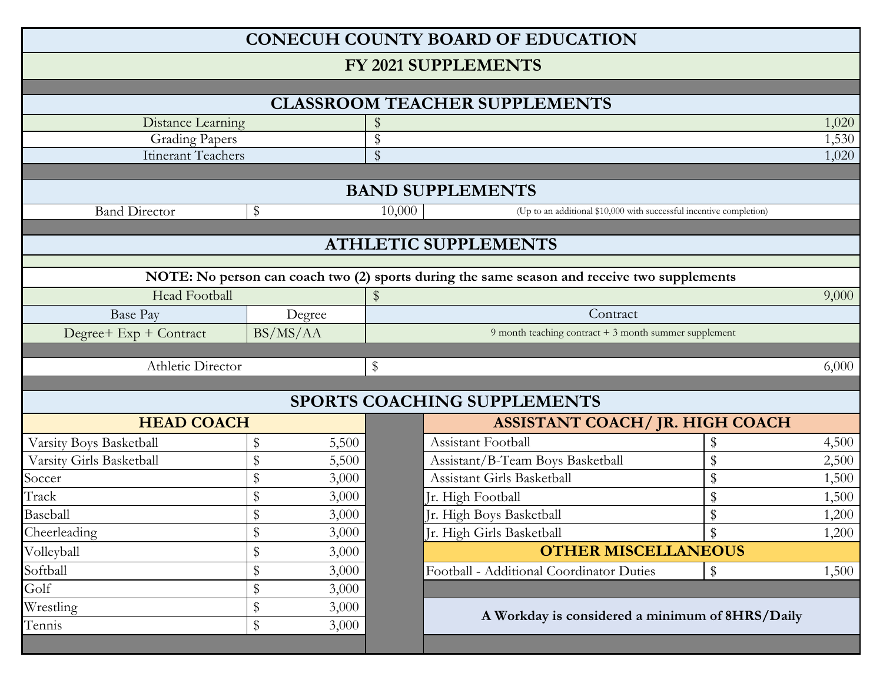# CONECUH COUNTY BOARD OF EDUCATION

## FY 2021 SUPPLEMENTS

### CLASSROOM TEACHER SUPPLEMENTS

| | |
|---|---|
| Distance Learning | $ 1,020 |
| Grading Papers | $ 1,530 |
| Itinerant Teachers | $ 1,020 |

### BAND SUPPLEMENTS

| | | |
|---|---|---|
| Band Director | $ 10,000 | (Up to an additional $10,000 with successful incentive completion) |

### ATHLETIC SUPPLEMENTS

**NOTE: No person can coach two (2) sports during the same season and receive two supplements**

| | | |
|---|---|---|
| Head Football | | $ 9,000 |
| Base Pay | Degree | Contract |
| Degree+ Exp + Contract | BS/MS/AA | 9 month teaching contract + 3 month summer supplement |

| | |
|---|---|
| Athletic Director | $ 6,000 |

### SPORTS COACHING SUPPLEMENTS

#### HEAD COACH

| | |
|---|---|
| Varsity Boys Basketball | $ 5,500 |
| Varsity Girls Basketball | $ 5,500 |
| Soccer | $ 3,000 |
| Track | $ 3,000 |
| Baseball | $ 3,000 |
| Cheerleading | $ 3,000 |
| Volleyball | $ 3,000 |
| Softball | $ 3,000 |
| Golf | $ 3,000 |
| Wrestling | $ 3,000 |
| Tennis | $ 3,000 |

#### ASSISTANT COACH/ JR. HIGH COACH

| | |
|---|---|
| Assistant Football | $ 4,500 |
| Assistant/B-Team Boys Basketball | $ 2,500 |
| Assistant Girls Basketball | $ 1,500 |
| Jr. High Football | $ 1,500 |
| Jr. High Boys Basketball | $ 1,200 |
| Jr. High Girls Basketball | $ 1,200 |

#### OTHER MISCELLANEOUS

| | |
|---|---|
| Football - Additional Coordinator Duties | $ 1,500 |

**A Workday is considered a minimum of 8HRS/Daily**